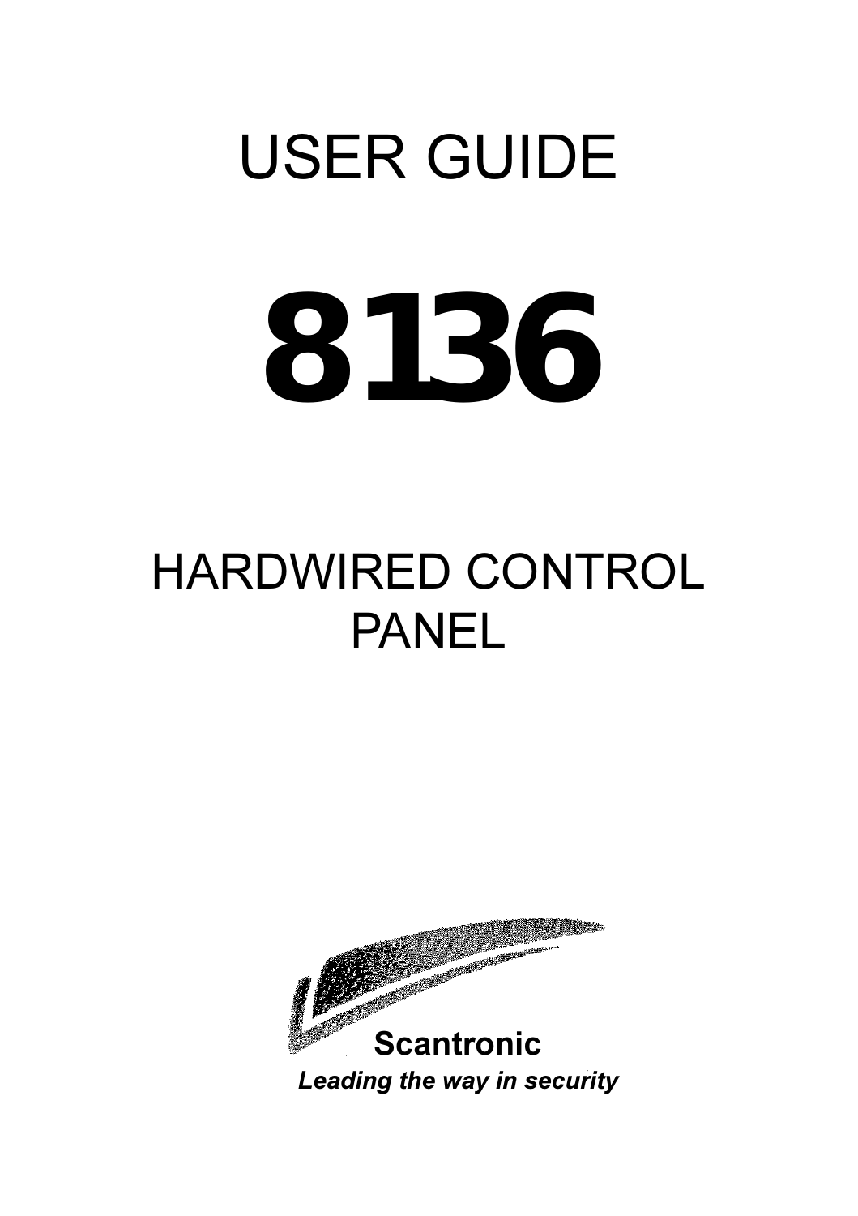# USER GUIDE

# 8136

## HARDWIRED CONTROL PANEL

**Scantronic**

***Leading the way in security***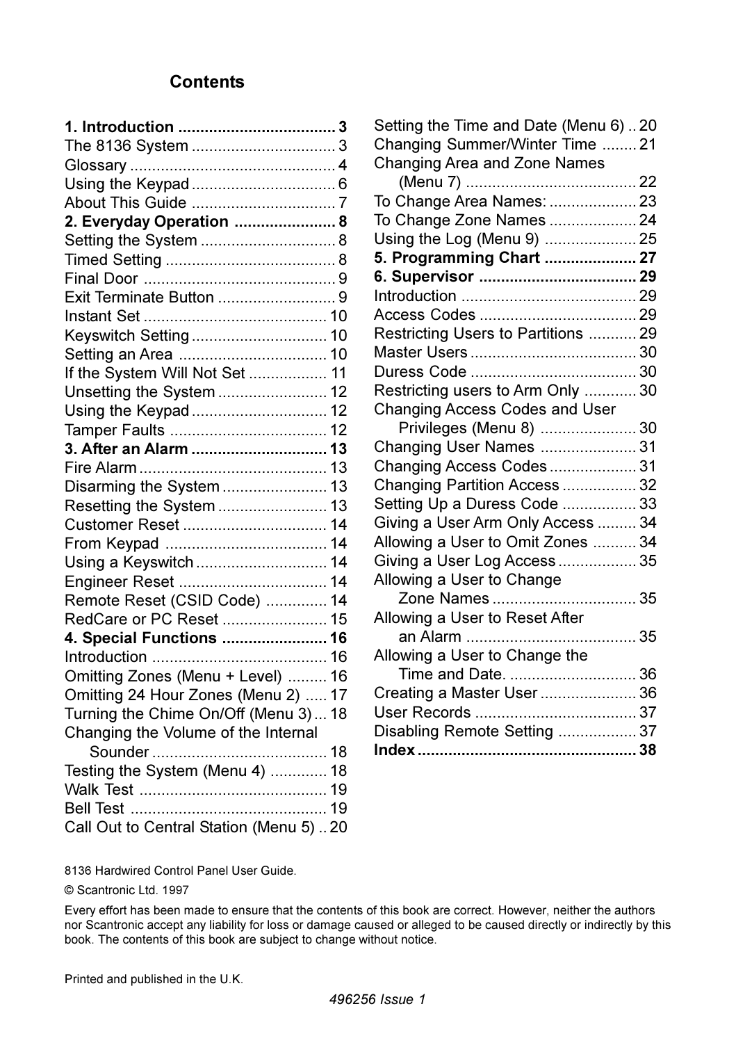## Contents

**1. Introduction .................................... 3**
The 8136 System ................................. 3
Glossary ............................................... 4
Using the Keypad ................................. 6
About This Guide ................................. 7
**2. Everyday Operation ....................... 8**
Setting the System ............................... 8
Timed Setting ....................................... 8
Final Door ............................................ 9
Exit Terminate Button ........................... 9
Instant Set .......................................... 10
Keyswitch Setting ............................... 10
Setting an Area .................................. 10
If the System Will Not Set .................. 11
Unsetting the System ......................... 12
Using the Keypad ............................... 12
Tamper Faults .................................... 12
**3. After an Alarm ............................... 13**
Fire Alarm ........................................... 13
Disarming the System ........................ 13
Resetting the System ......................... 13
Customer Reset ................................. 14
From Keypad ..................................... 14
Using a Keyswitch .............................. 14
Engineer Reset .................................. 14
Remote Reset (CSID Code) .............. 14
RedCare or PC Reset ........................ 15
**4. Special Functions ........................ 16**
Introduction ........................................ 16
Omitting Zones (Menu + Level) ......... 16
Omitting 24 Hour Zones (Menu 2) ..... 17
Turning the Chime On/Off (Menu 3) ... 18
Changing the Volume of the Internal Sounder ........................................ 18
Testing the System (Menu 4) ............. 18
Walk Test ........................................... 19
Bell Test ............................................. 19
Call Out to Central Station (Menu 5) .. 20
Setting the Time and Date (Menu 6) .. 20
Changing Summer/Winter Time ........ 21
Changing Area and Zone Names (Menu 7) ....................................... 22
To Change Area Names: .................... 23
To Change Zone Names .................... 24
Using the Log (Menu 9) ..................... 25
**5. Programming Chart ..................... 27**
**6. Supervisor .................................... 29**
Introduction ........................................ 29
Access Codes .................................... 29
Restricting Users to Partitions ........... 29
Master Users ...................................... 30
Duress Code ...................................... 30
Restricting users to Arm Only ............ 30
Changing Access Codes and User Privileges (Menu 8) ...................... 30
Changing User Names ...................... 31
Changing Access Codes .................... 31
Changing Partition Access ................. 32
Setting Up a Duress Code ................. 33
Giving a User Arm Only Access ......... 34
Allowing a User to Omit Zones .......... 34
Giving a User Log Access .................. 35
Allowing a User to Change Zone Names ................................. 35
Allowing a User to Reset After an Alarm ....................................... 35
Allowing a User to Change the Time and Date. ............................. 36
Creating a Master User ...................... 36
User Records ..................................... 37
Disabling Remote Setting .................. 37
**Index ................................................. 38**

8136 Hardwired Control Panel User Guide.

© Scantronic Ltd. 1997

Every effort has been made to ensure that the contents of this book are correct. However, neither the authors nor Scantronic accept any liability for loss or damage caused or alleged to be caused directly or indirectly by this book. The contents of this book are subject to change without notice.

Printed and published in the U.K.

*496256 Issue 1*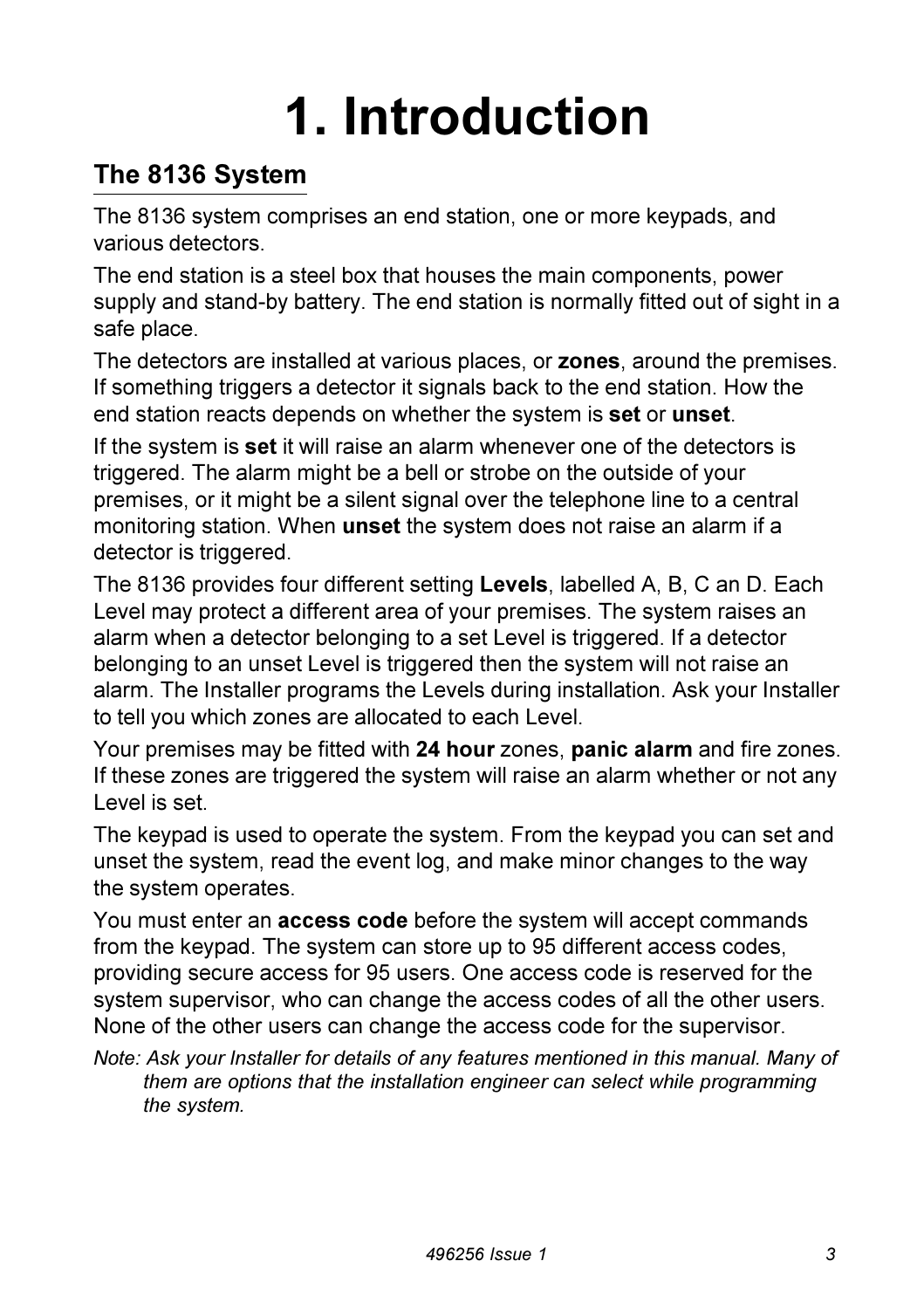# 1. Introduction

## The 8136 System

The 8136 system comprises an end station, one or more keypads, and various detectors.

The end station is a steel box that houses the main components, power supply and stand-by battery. The end station is normally fitted out of sight in a safe place.

The detectors are installed at various places, or **zones**, around the premises. If something triggers a detector it signals back to the end station. How the end station reacts depends on whether the system is **set** or **unset**.

If the system is **set** it will raise an alarm whenever one of the detectors is triggered. The alarm might be a bell or strobe on the outside of your premises, or it might be a silent signal over the telephone line to a central monitoring station. When **unset** the system does not raise an alarm if a detector is triggered.

The 8136 provides four different setting **Levels**, labelled A, B, C an D. Each Level may protect a different area of your premises. The system raises an alarm when a detector belonging to a set Level is triggered. If a detector belonging to an unset Level is triggered then the system will not raise an alarm. The Installer programs the Levels during installation. Ask your Installer to tell you which zones are allocated to each Level.

Your premises may be fitted with **24 hour** zones, **panic alarm** and fire zones. If these zones are triggered the system will raise an alarm whether or not any Level is set.

The keypad is used to operate the system. From the keypad you can set and unset the system, read the event log, and make minor changes to the way the system operates.

You must enter an **access code** before the system will accept commands from the keypad. The system can store up to 95 different access codes, providing secure access for 95 users. One access code is reserved for the system supervisor, who can change the access codes of all the other users. None of the other users can change the access code for the supervisor.

*Note: Ask your Installer for details of any features mentioned in this manual. Many of them are options that the installation engineer can select while programming the system.*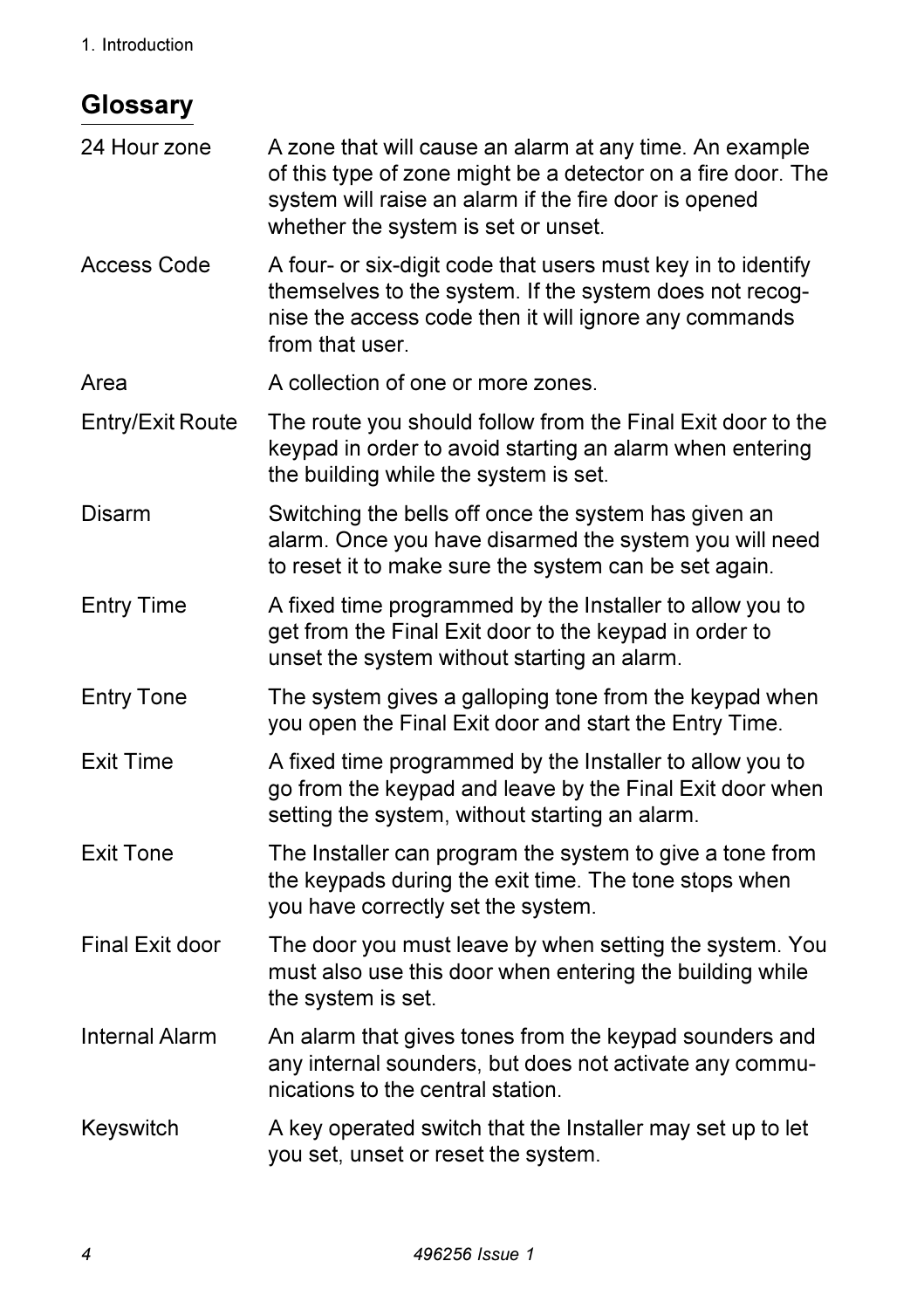## Glossary

| | |
|---|---|
| 24 Hour zone | A zone that will cause an alarm at any time. An example of this type of zone might be a detector on a fire door. The system will raise an alarm if the fire door is opened whether the system is set or unset. |
| Access Code | A four- or six-digit code that users must key in to identify themselves to the system. If the system does not recognise the access code then it will ignore any commands from that user. |
| Area | A collection of one or more zones. |
| Entry/Exit Route | The route you should follow from the Final Exit door to the keypad in order to avoid starting an alarm when entering the building while the system is set. |
| Disarm | Switching the bells off once the system has given an alarm. Once you have disarmed the system you will need to reset it to make sure the system can be set again. |
| Entry Time | A fixed time programmed by the Installer to allow you to get from the Final Exit door to the keypad in order to unset the system without starting an alarm. |
| Entry Tone | The system gives a galloping tone from the keypad when you open the Final Exit door and start the Entry Time. |
| Exit Time | A fixed time programmed by the Installer to allow you to go from the keypad and leave by the Final Exit door when setting the system, without starting an alarm. |
| Exit Tone | The Installer can program the system to give a tone from the keypads during the exit time. The tone stops when you have correctly set the system. |
| Final Exit door | The door you must leave by when setting the system. You must also use this door when entering the building while the system is set. |
| Internal Alarm | An alarm that gives tones from the keypad sounders and any internal sounders, but does not activate any communications to the central station. |
| Keyswitch | A key operated switch that the Installer may set up to let you set, unset or reset the system. |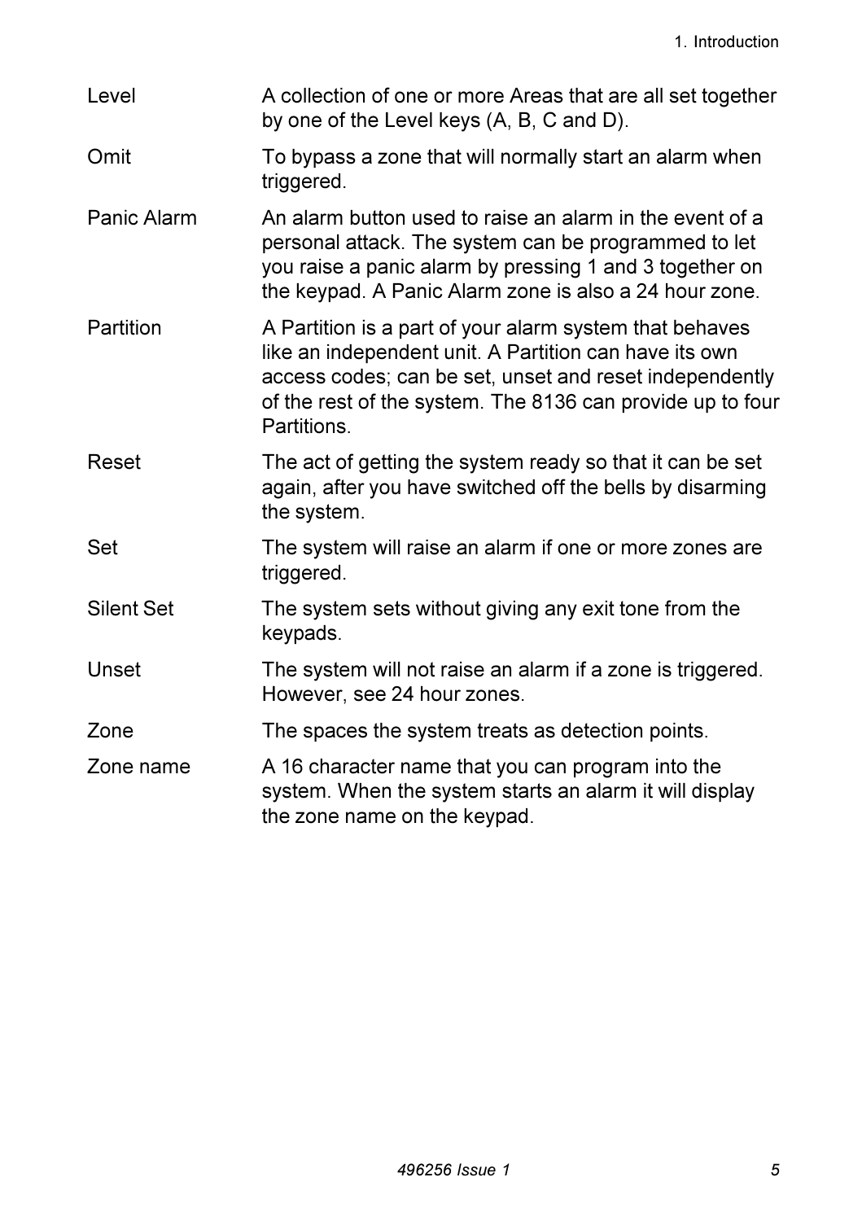| | |
|---|---|
| Level | A collection of one or more Areas that are all set together by one of the Level keys (A, B, C and D). |
| Omit | To bypass a zone that will normally start an alarm when triggered. |
| Panic Alarm | An alarm button used to raise an alarm in the event of a personal attack. The system can be programmed to let you raise a panic alarm by pressing 1 and 3 together on the keypad. A Panic Alarm zone is also a 24 hour zone. |
| Partition | A Partition is a part of your alarm system that behaves like an independent unit. A Partition can have its own access codes; can be set, unset and reset independently of the rest of the system. The 8136 can provide up to four Partitions. |
| Reset | The act of getting the system ready so that it can be set again, after you have switched off the bells by disarming the system. |
| Set | The system will raise an alarm if one or more zones are triggered. |
| Silent Set | The system sets without giving any exit tone from the keypads. |
| Unset | The system will not raise an alarm if a zone is triggered. However, see 24 hour zones. |
| Zone | The spaces the system treats as detection points. |
| Zone name | A 16 character name that you can program into the system. When the system starts an alarm it will display the zone name on the keypad. |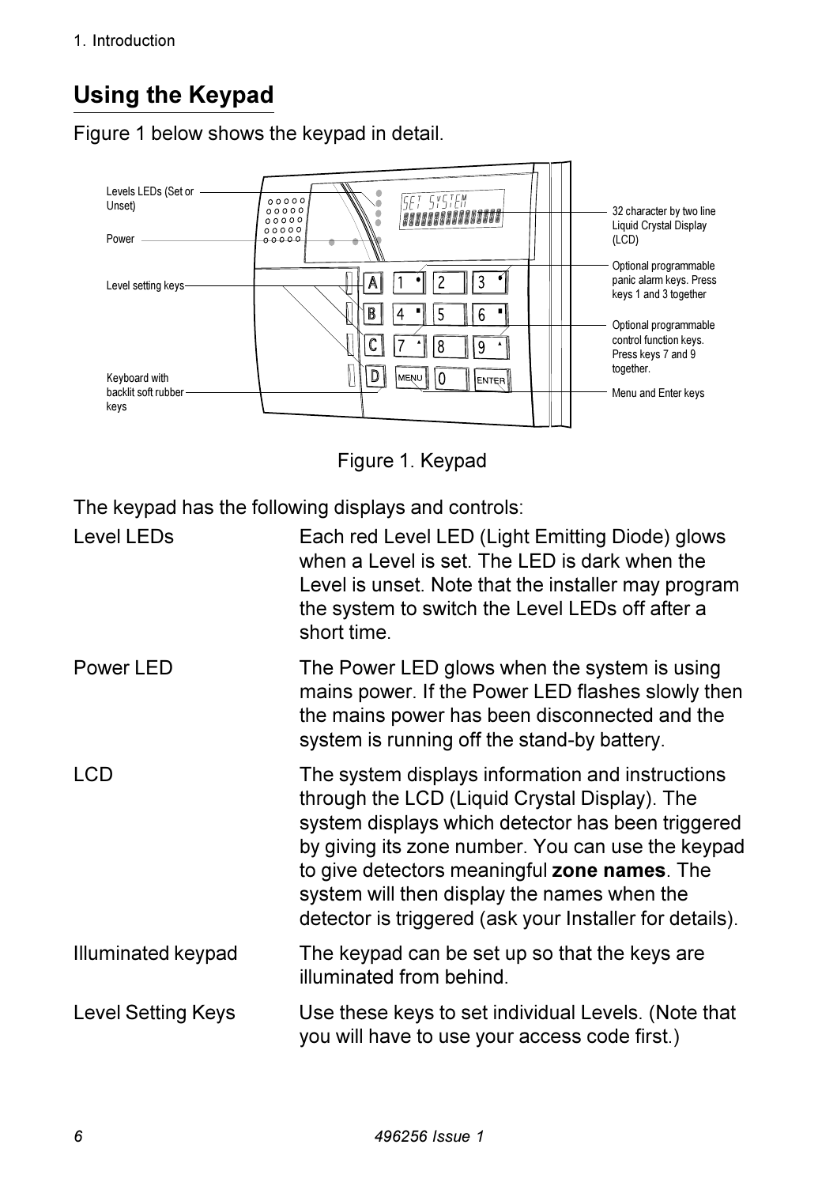## Using the Keypad

Figure 1 below shows the keypad in detail.

Figure 1. Keypad

The keypad has the following displays and controls:

| | |
|---|---|
| Level LEDs | Each red Level LED (Light Emitting Diode) glows when a Level is set. The LED is dark when the Level is unset. Note that the installer may program the system to switch the Level LEDs off after a short time. |
| Power LED | The Power LED glows when the system is using mains power. If the Power LED flashes slowly then the mains power has been disconnected and the system is running off the stand-by battery. |
| LCD | The system displays information and instructions through the LCD (Liquid Crystal Display). The system displays which detector has been triggered by giving its zone number. You can use the keypad to give detectors meaningful **zone names**. The system will then display the names when the detector is triggered (ask your Installer for details). |
| Illuminated keypad | The keypad can be set up so that the keys are illuminated from behind. |
| Level Setting Keys | Use these keys to set individual Levels. (Note that you will have to use your access code first.) |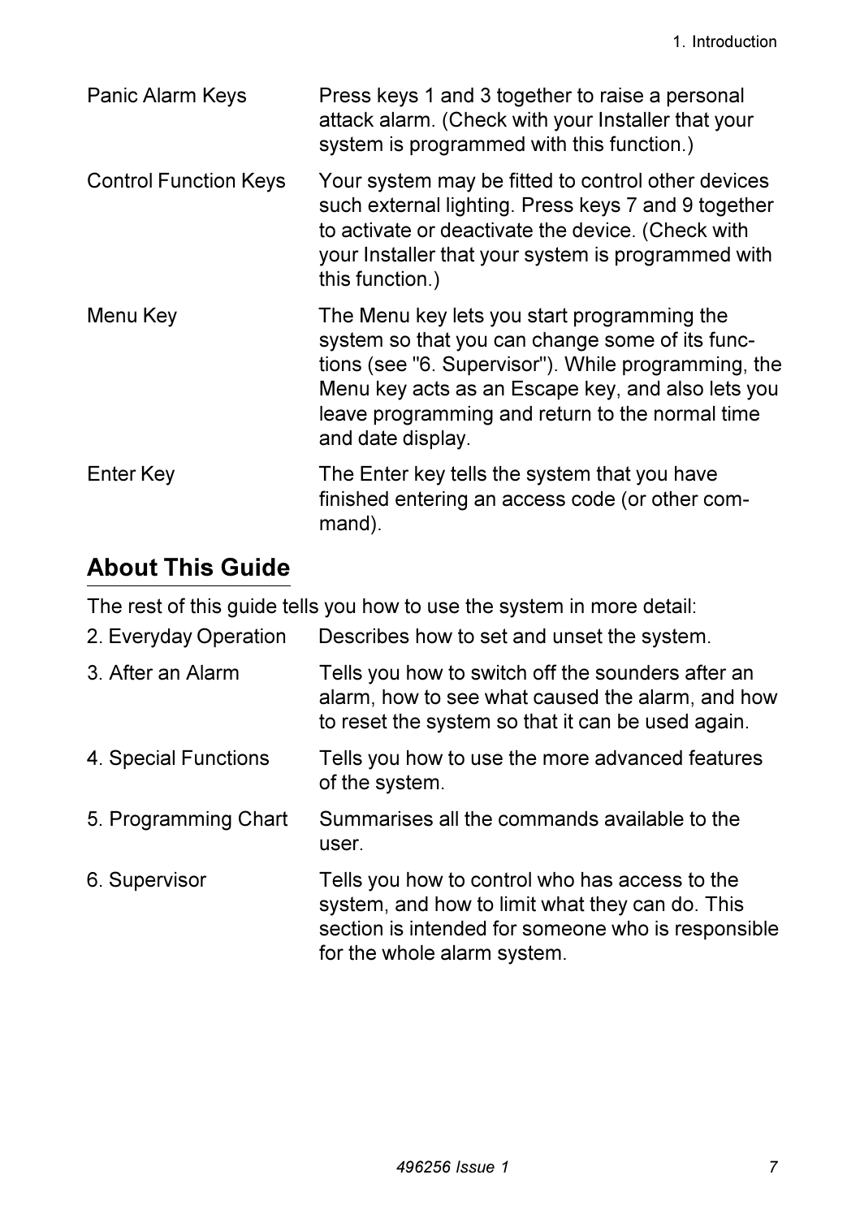| | |
|---|---|
| Panic Alarm Keys | Press keys 1 and 3 together to raise a personal attack alarm. (Check with your Installer that your system is programmed with this function.) |
| Control Function Keys | Your system may be fitted to control other devices such external lighting. Press keys 7 and 9 together to activate or deactivate the device. (Check with your Installer that your system is programmed with this function.) |
| Menu Key | The Menu key lets you start programming the system so that you can change some of its functions (see "6. Supervisor"). While programming, the Menu key acts as an Escape key, and also lets you leave programming and return to the normal time and date display. |
| Enter Key | The Enter key tells the system that you have finished entering an access code (or other command). |

## About This Guide

The rest of this guide tells you how to use the system in more detail:

| | |
|---|---|
| 2. Everyday Operation | Describes how to set and unset the system. |
| 3. After an Alarm | Tells you how to switch off the sounders after an alarm, how to see what caused the alarm, and how to reset the system so that it can be used again. |
| 4. Special Functions | Tells you how to use the more advanced features of the system. |
| 5. Programming Chart | Summarises all the commands available to the user. |
| 6. Supervisor | Tells you how to control who has access to the system, and how to limit what they can do. This section is intended for someone who is responsible for the whole alarm system. |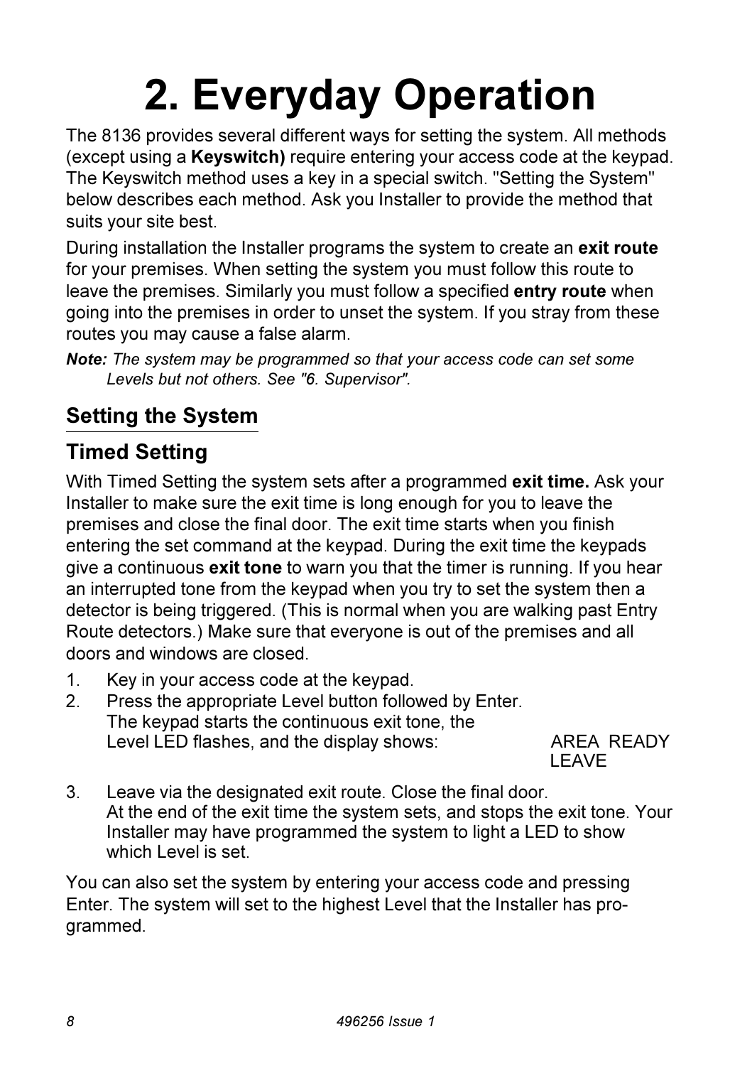# 2. Everyday Operation

The 8136 provides several different ways for setting the system. All methods (except using a **Keyswitch)** require entering your access code at the keypad. The Keyswitch method uses a key in a special switch. "Setting the System" below describes each method. Ask you Installer to provide the method that suits your site best.

During installation the Installer programs the system to create an **exit route** for your premises. When setting the system you must follow this route to leave the premises. Similarly you must follow a specified **entry route** when going into the premises in order to unset the system. If you stray from these routes you may cause a false alarm.

***Note:*** *The system may be programmed so that your access code can set some Levels but not others. See "6. Supervisor".*

## Setting the System

### Timed Setting

With Timed Setting the system sets after a programmed **exit time.** Ask your Installer to make sure the exit time is long enough for you to leave the premises and close the final door. The exit time starts when you finish entering the set command at the keypad. During the exit time the keypads give a continuous **exit tone** to warn you that the timer is running. If you hear an interrupted tone from the keypad when you try to set the system then a detector is being triggered. (This is normal when you are walking past Entry Route detectors.) Make sure that everyone is out of the premises and all doors and windows are closed.

1. Key in your access code at the keypad.
2. Press the appropriate Level button followed by Enter. The keypad starts the continuous exit tone, the Level LED flashes, and the display shows:

   AREA READY
   LEAVE

3. Leave via the designated exit route. Close the final door. At the end of the exit time the system sets, and stops the exit tone. Your Installer may have programmed the system to light a LED to show which Level is set.

You can also set the system by entering your access code and pressing Enter. The system will set to the highest Level that the Installer has programmed.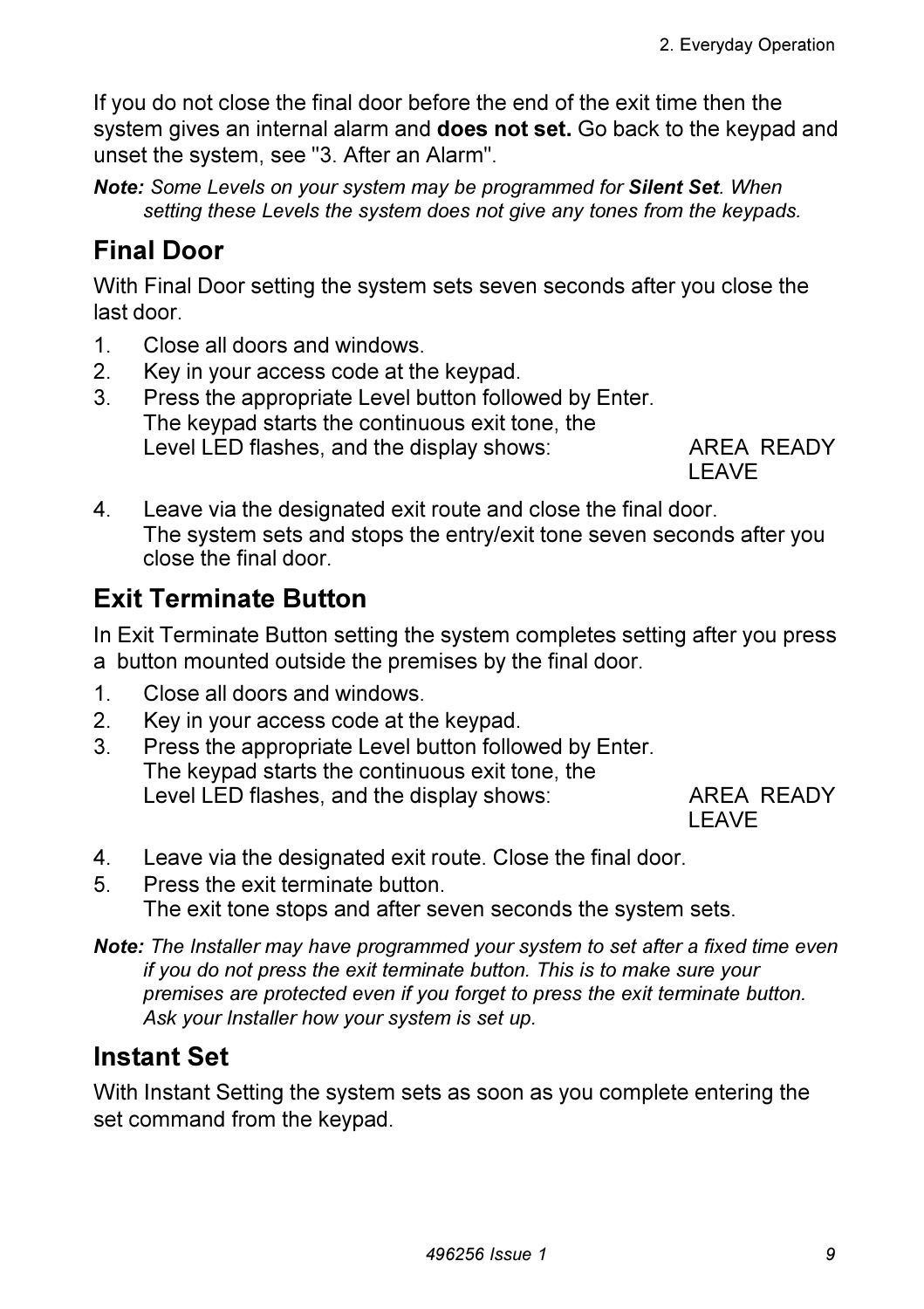If you do not close the final door before the end of the exit time then the system gives an internal alarm and **does not set.** Go back to the keypad and unset the system, see "3. After an Alarm".

***Note:*** *Some Levels on your system may be programmed for **Silent Set**. When setting these Levels the system does not give any tones from the keypads.*

## Final Door

With Final Door setting the system sets seven seconds after you close the last door.

1. Close all doors and windows.
2. Key in your access code at the keypad.
3. Press the appropriate Level button followed by Enter. The keypad starts the continuous exit tone, the Level LED flashes, and the display shows: AREA READY LEAVE
4. Leave via the designated exit route and close the final door. The system sets and stops the entry/exit tone seven seconds after you close the final door.

## Exit Terminate Button

In Exit Terminate Button setting the system completes setting after you press a button mounted outside the premises by the final door.

1. Close all doors and windows.
2. Key in your access code at the keypad.
3. Press the appropriate Level button followed by Enter. The keypad starts the continuous exit tone, the Level LED flashes, and the display shows: AREA READY LEAVE
4. Leave via the designated exit route. Close the final door.
5. Press the exit terminate button. The exit tone stops and after seven seconds the system sets.

***Note:*** *The Installer may have programmed your system to set after a fixed time even if you do not press the exit terminate button. This is to make sure your premises are protected even if you forget to press the exit terminate button. Ask your Installer how your system is set up.*

## Instant Set

With Instant Setting the system sets as soon as you complete entering the set command from the keypad.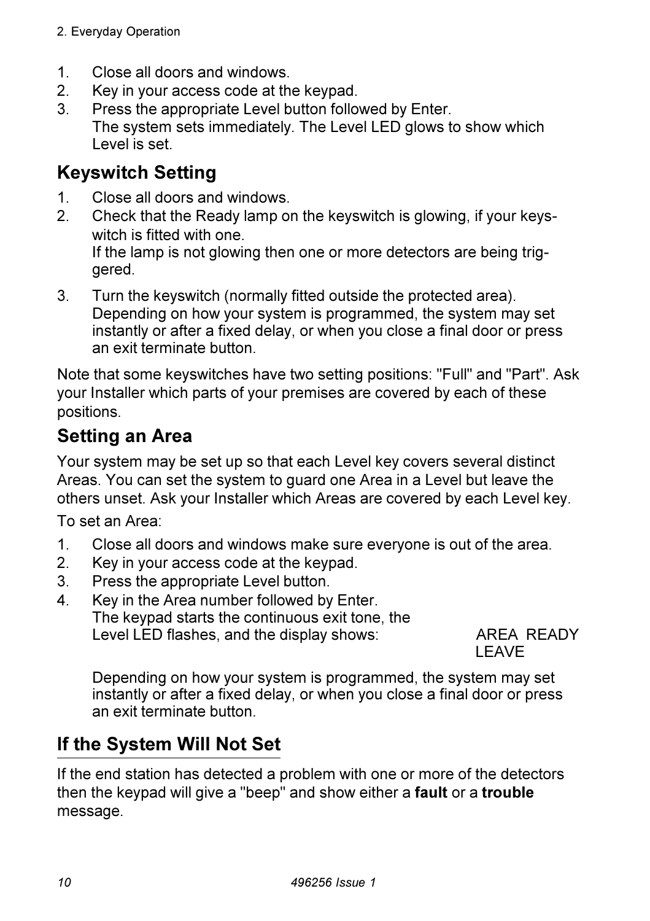1. Close all doors and windows.
2. Key in your access code at the keypad.
3. Press the appropriate Level button followed by Enter.
   The system sets immediately. The Level LED glows to show which Level is set.

## Keyswitch Setting

1. Close all doors and windows.
2. Check that the Ready lamp on the keyswitch is glowing, if your keyswitch is fitted with one.
   If the lamp is not glowing then one or more detectors are being triggered.
3. Turn the keyswitch (normally fitted outside the protected area).
   Depending on how your system is programmed, the system may set instantly or after a fixed delay, or when you close a final door or press an exit terminate button.

Note that some keyswitches have two setting positions: "Full" and "Part". Ask your Installer which parts of your premises are covered by each of these positions.

## Setting an Area

Your system may be set up so that each Level key covers several distinct Areas. You can set the system to guard one Area in a Level but leave the others unset. Ask your Installer which Areas are covered by each Level key.

To set an Area:

1. Close all doors and windows make sure everyone is out of the area.
2. Key in your access code at the keypad.
3. Press the appropriate Level button.
4. Key in the Area number followed by Enter.
   The keypad starts the continuous exit tone, the Level LED flashes, and the display shows:

   ```
   AREA  READY
   LEAVE
   ```

   Depending on how your system is programmed, the system may set instantly or after a fixed delay, or when you close a final door or press an exit terminate button.

## If the System Will Not Set

If the end station has detected a problem with one or more of the detectors then the keypad will give a "beep" and show either a **fault** or a **trouble** message.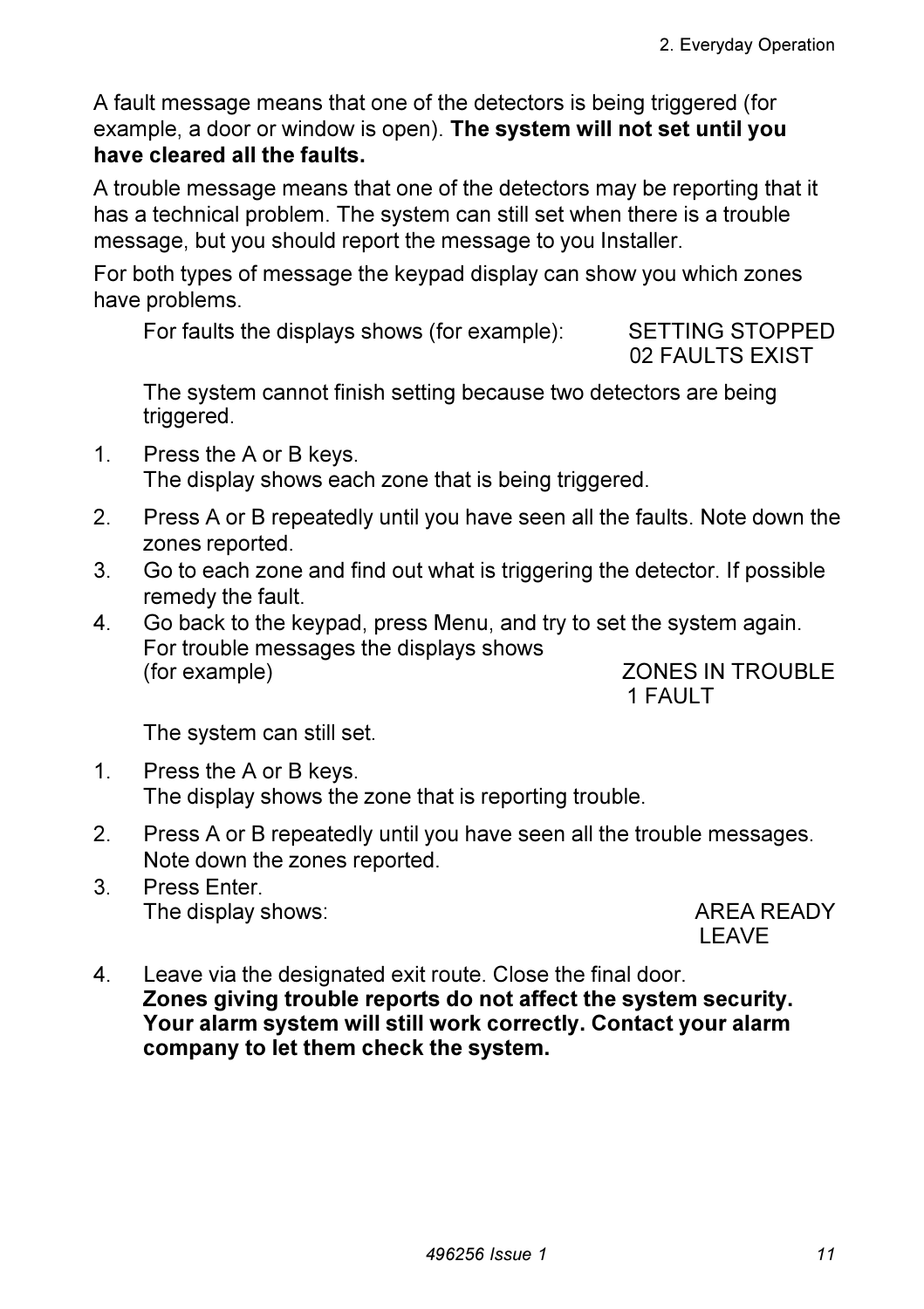A fault message means that one of the detectors is being triggered (for example, a door or window is open). **The system will not set until you have cleared all the faults.**

A trouble message means that one of the detectors may be reporting that it has a technical problem. The system can still set when there is a trouble message, but you should report the message to you Installer.

For both types of message the keypad display can show you which zones have problems.

For faults the displays shows (for example): SETTING STOPPED
02 FAULTS EXIST

The system cannot finish setting because two detectors are being triggered.

1. Press the A or B keys.
   The display shows each zone that is being triggered.
2. Press A or B repeatedly until you have seen all the faults. Note down the zones reported.
3. Go to each zone and find out what is triggering the detector. If possible remedy the fault.
4. Go back to the keypad, press Menu, and try to set the system again.

For trouble messages the displays shows (for example) ZONES IN TROUBLE
1 FAULT

The system can still set.

1. Press the A or B keys.
   The display shows the zone that is reporting trouble.
2. Press A or B repeatedly until you have seen all the trouble messages. Note down the zones reported.
3. Press Enter.
   The display shows: AREA READY
   LEAVE
4. Leave via the designated exit route. Close the final door.
   **Zones giving trouble reports do not affect the system security. Your alarm system will still work correctly. Contact your alarm company to let them check the system.**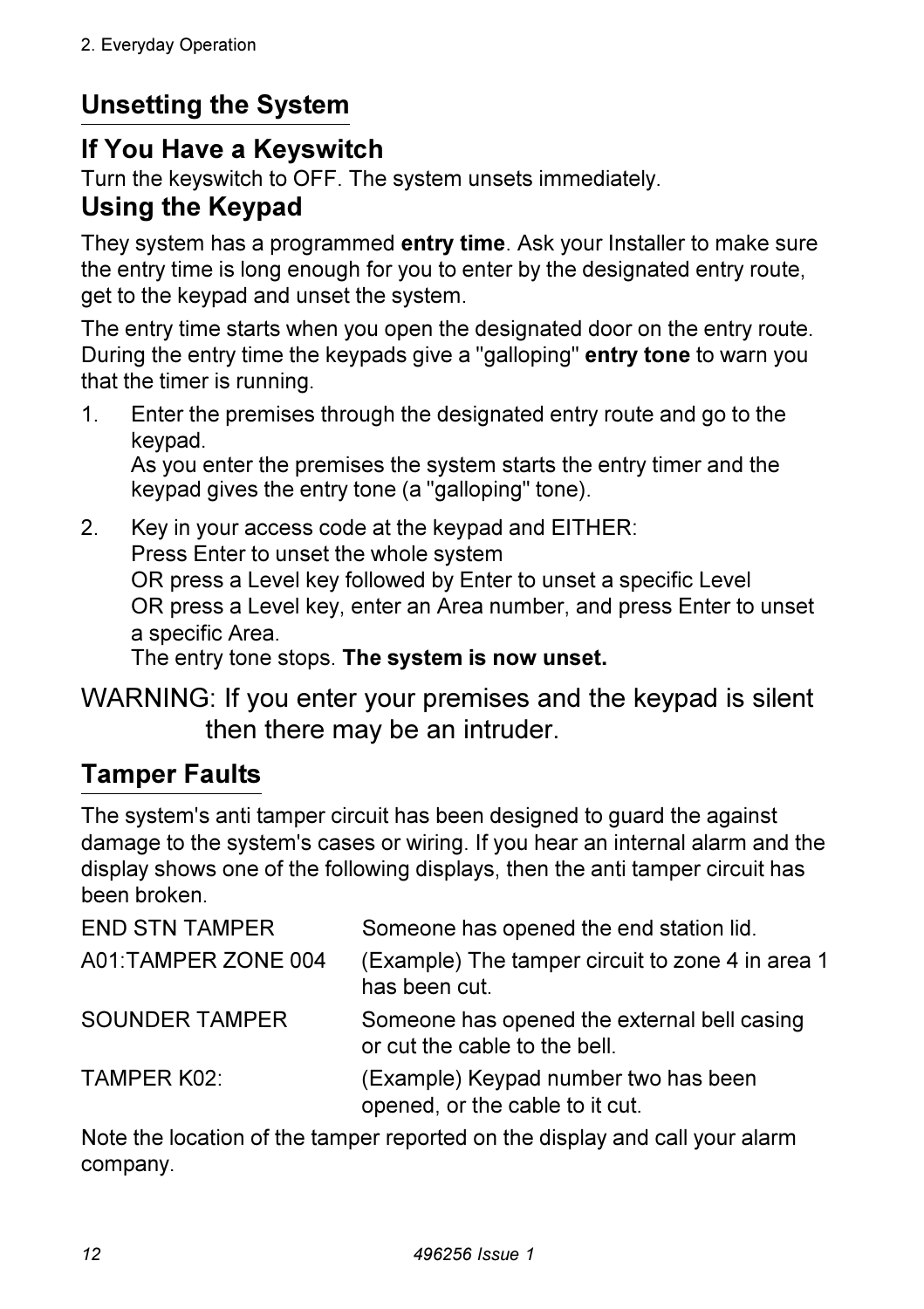## Unsetting the System

### If You Have a Keyswitch

Turn the keyswitch to OFF. The system unsets immediately.

### Using the Keypad

They system has a programmed **entry time**. Ask your Installer to make sure the entry time is long enough for you to enter by the designated entry route, get to the keypad and unset the system.

The entry time starts when you open the designated door on the entry route. During the entry time the keypads give a "galloping" **entry tone** to warn you that the timer is running.

1. Enter the premises through the designated entry route and go to the keypad.
   As you enter the premises the system starts the entry timer and the keypad gives the entry tone (a "galloping" tone).

2. Key in your access code at the keypad and EITHER:
   Press Enter to unset the whole system
   OR press a Level key followed by Enter to unset a specific Level
   OR press a Level key, enter an Area number, and press Enter to unset a specific Area.
   The entry tone stops. **The system is now unset.**

WARNING: If you enter your premises and the keypad is silent then there may be an intruder.

## Tamper Faults

The system's anti tamper circuit has been designed to guard the against damage to the system's cases or wiring. If you hear an internal alarm and the display shows one of the following displays, then the anti tamper circuit has been broken.

| | |
|---|---|
| END STN TAMPER | Someone has opened the end station lid. |
| A01:TAMPER ZONE 004 | (Example) The tamper circuit to zone 4 in area 1 has been cut. |
| SOUNDER TAMPER | Someone has opened the external bell casing or cut the cable to the bell. |
| TAMPER K02: | (Example) Keypad number two has been opened, or the cable to it cut. |

Note the location of the tamper reported on the display and call your alarm company.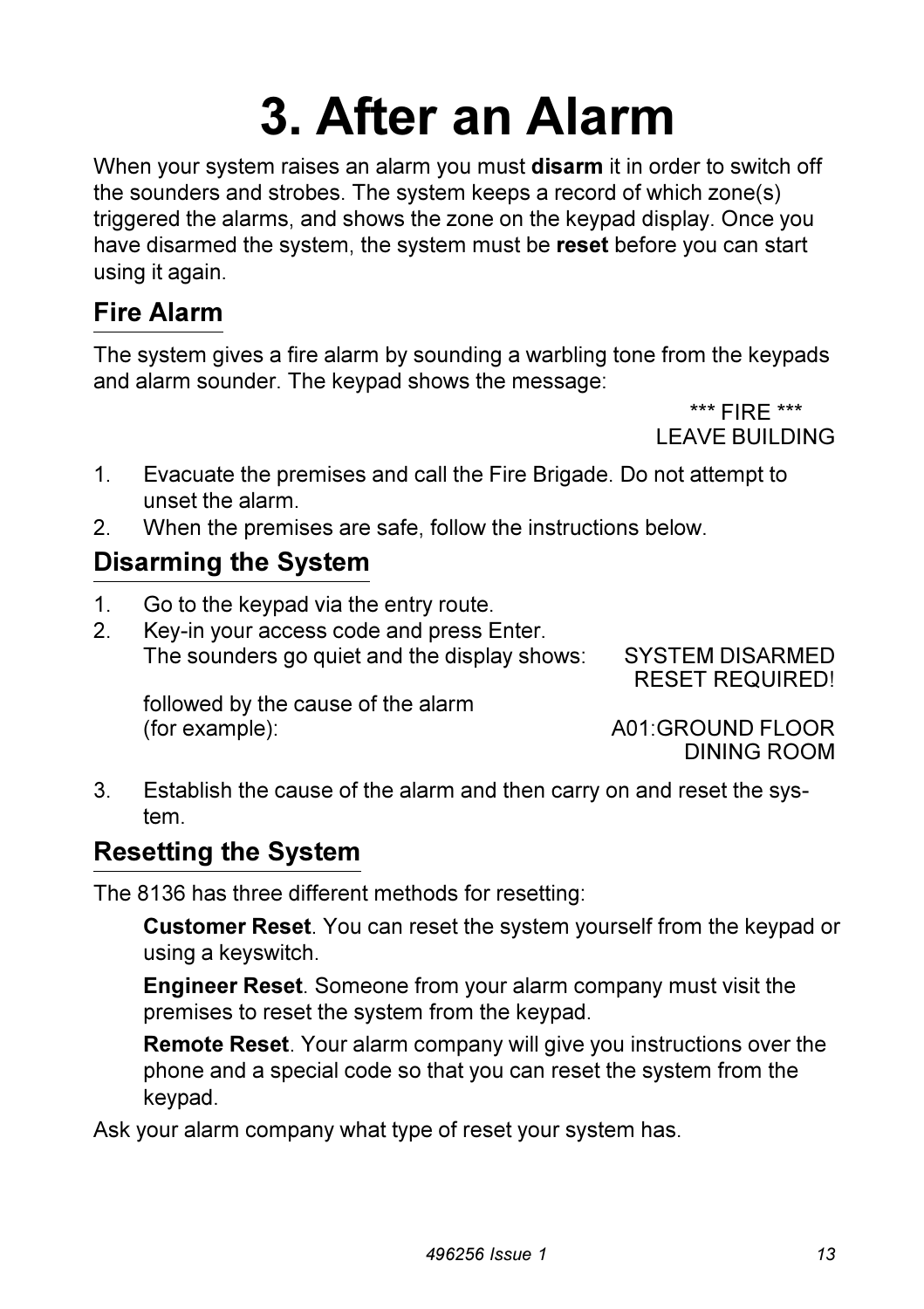# 3. After an Alarm

When your system raises an alarm you must **disarm** it in order to switch off the sounders and strobes. The system keeps a record of which zone(s) triggered the alarms, and shows the zone on the keypad display. Once you have disarmed the system, the system must be **reset** before you can start using it again.

## Fire Alarm

The system gives a fire alarm by sounding a warbling tone from the keypads and alarm sounder. The keypad shows the message:

*** FIRE ***
LEAVE BUILDING

1. Evacuate the premises and call the Fire Brigade. Do not attempt to unset the alarm.
2. When the premises are safe, follow the instructions below.

## Disarming the System

1. Go to the keypad via the entry route.
2. Key-in your access code and press Enter.
   The sounders go quiet and the display shows: SYSTEM DISARMED
   RESET REQUIRED!

   followed by the cause of the alarm
   (for example): A01:GROUND FLOOR
   DINING ROOM
3. Establish the cause of the alarm and then carry on and reset the system.

## Resetting the System

The 8136 has three different methods for resetting:

**Customer Reset**. You can reset the system yourself from the keypad or using a keyswitch.

**Engineer Reset**. Someone from your alarm company must visit the premises to reset the system from the keypad.

**Remote Reset**. Your alarm company will give you instructions over the phone and a special code so that you can reset the system from the keypad.

Ask your alarm company what type of reset your system has.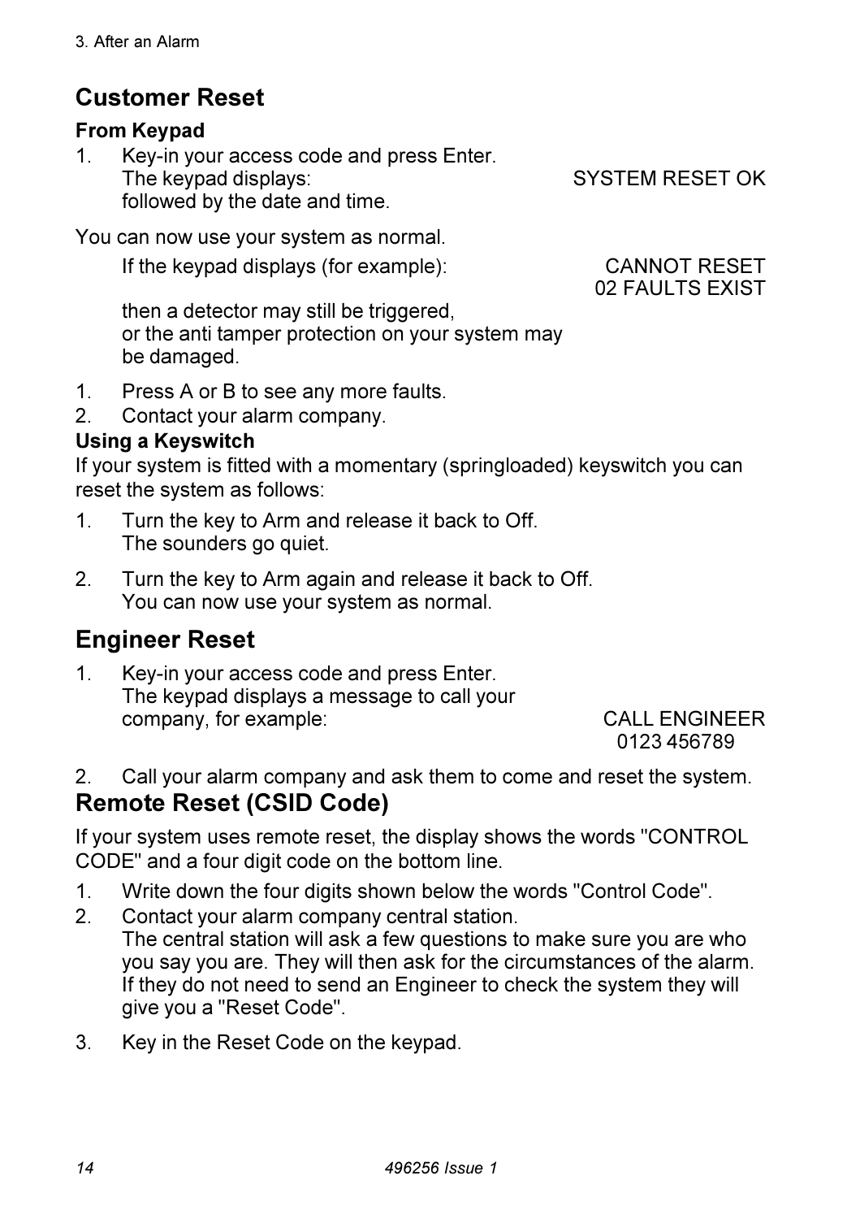## Customer Reset

### From Keypad

1. Key-in your access code and press Enter.
   The keypad displays: SYSTEM RESET OK
   followed by the date and time.

You can now use your system as normal.

If the keypad displays (for example): CANNOT RESET 02 FAULTS EXIST
then a detector may still be triggered, or the anti tamper protection on your system may be damaged.

1. Press A or B to see any more faults.
2. Contact your alarm company.

### Using a Keyswitch

If your system is fitted with a momentary (springloaded) keyswitch you can reset the system as follows:

1. Turn the key to Arm and release it back to Off.
   The sounders go quiet.
2. Turn the key to Arm again and release it back to Off.
   You can now use your system as normal.

## Engineer Reset

1. Key-in your access code and press Enter.
   The keypad displays a message to call your company, for example: CALL ENGINEER 0123 456789
2. Call your alarm company and ask them to come and reset the system.

## Remote Reset (CSID Code)

If your system uses remote reset, the display shows the words "CONTROL CODE" and a four digit code on the bottom line.

1. Write down the four digits shown below the words "Control Code".
2. Contact your alarm company central station.
   The central station will ask a few questions to make sure you are who you say you are. They will then ask for the circumstances of the alarm. If they do not need to send an Engineer to check the system they will give you a "Reset Code".
3. Key in the Reset Code on the keypad.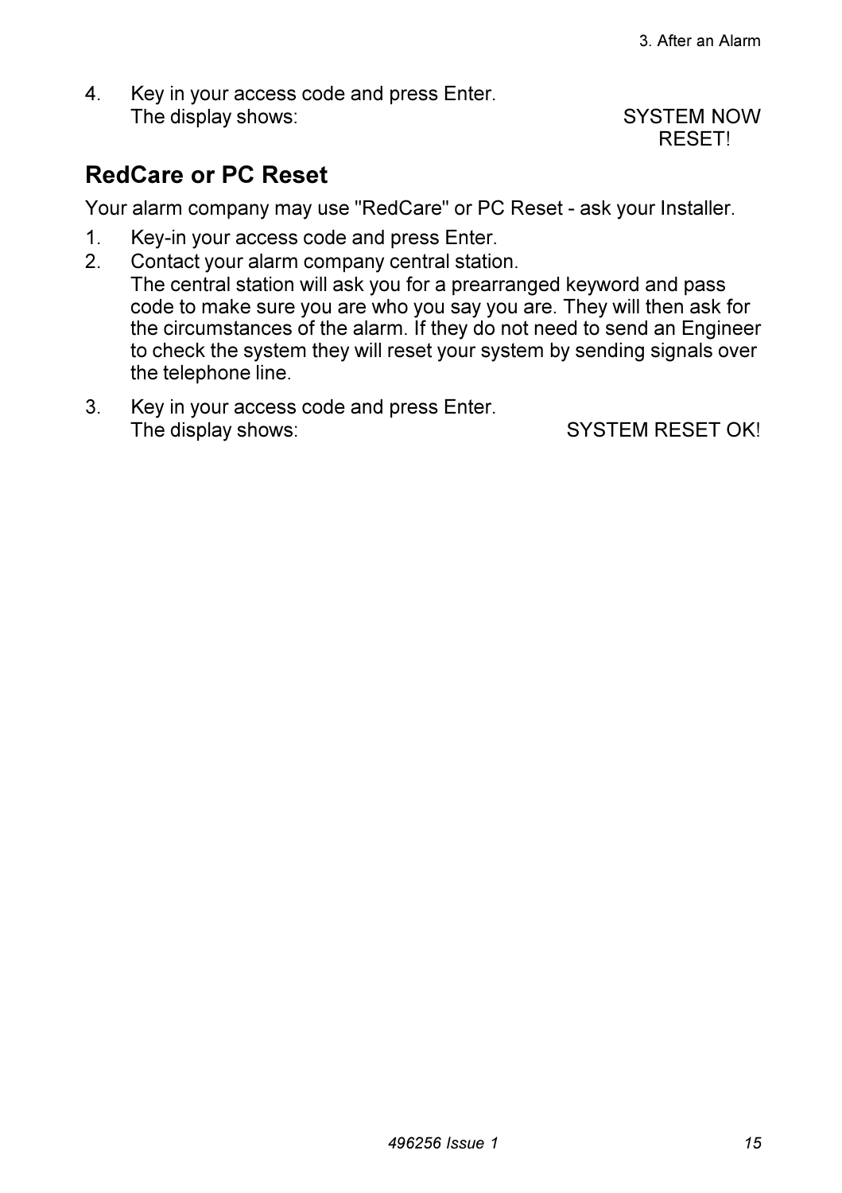4. Key in your access code and press Enter.
   The display shows: SYSTEM NOW RESET!

## RedCare or PC Reset

Your alarm company may use "RedCare" or PC Reset - ask your Installer.

1. Key-in your access code and press Enter.
2. Contact your alarm company central station.
   The central station will ask you for a prearranged keyword and pass code to make sure you are who you say you are. They will then ask for the circumstances of the alarm. If they do not need to send an Engineer to check the system they will reset your system by sending signals over the telephone line.
3. Key in your access code and press Enter.
   The display shows: SYSTEM RESET OK!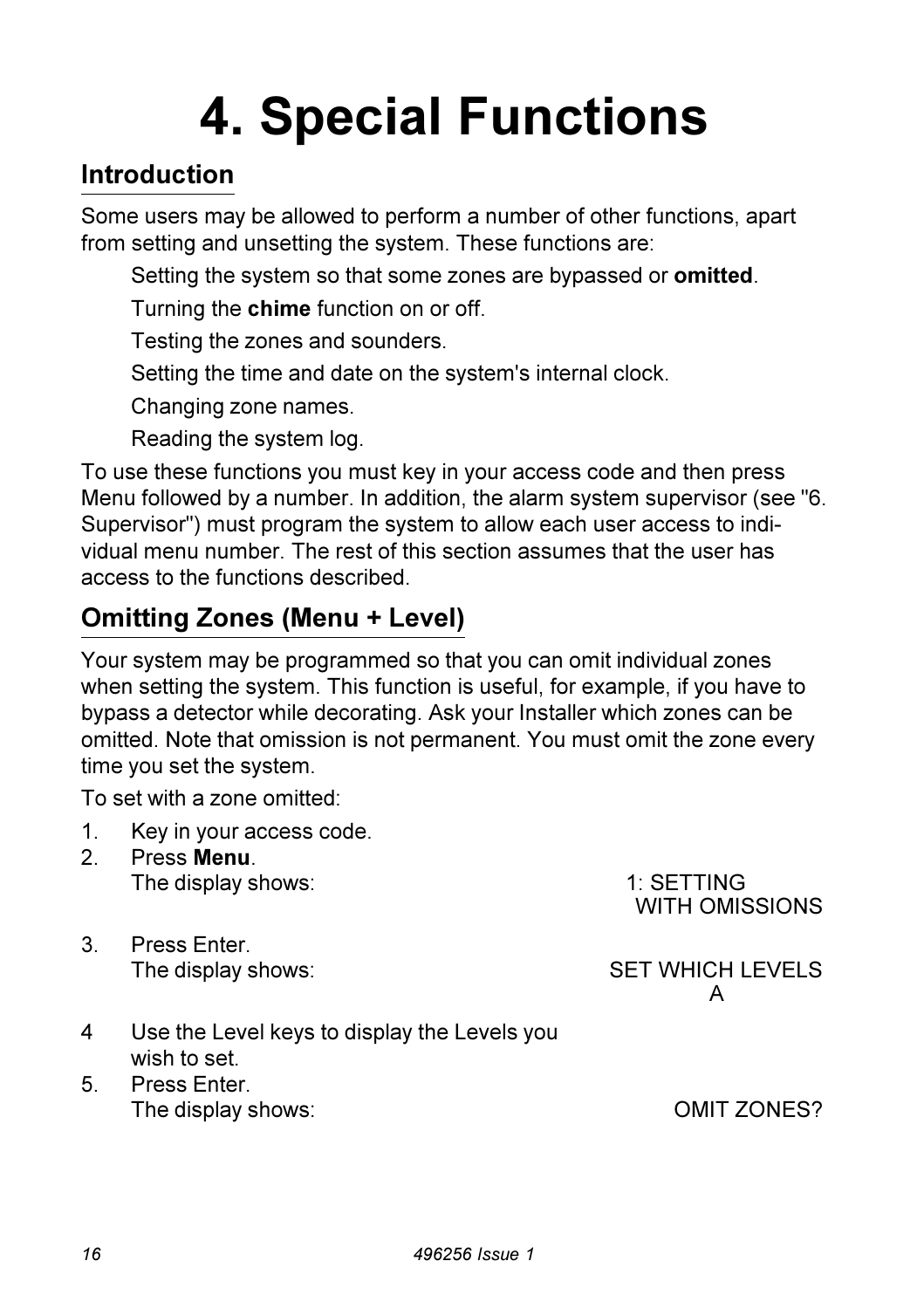# 4. Special Functions

## Introduction

Some users may be allowed to perform a number of other functions, apart from setting and unsetting the system. These functions are:

Setting the system so that some zones are bypassed or **omitted**.

Turning the **chime** function on or off.

Testing the zones and sounders.

Setting the time and date on the system's internal clock.

Changing zone names.

Reading the system log.

To use these functions you must key in your access code and then press Menu followed by a number. In addition, the alarm system supervisor (see "6. Supervisor") must program the system to allow each user access to individual menu number. The rest of this section assumes that the user has access to the functions described.

## Omitting Zones (Menu + Level)

Your system may be programmed so that you can omit individual zones when setting the system. This function is useful, for example, if you have to bypass a detector while decorating. Ask your Installer which zones can be omitted. Note that omission is not permanent. You must omit the zone every time you set the system.

To set with a zone omitted:

1. Key in your access code.
2. Press **Menu**.
   The display shows: 1: SETTING WITH OMISSIONS
3. Press Enter.
   The display shows: SET WHICH LEVELS A
4. Use the Level keys to display the Levels you wish to set.
5. Press Enter.
   The display shows: OMIT ZONES?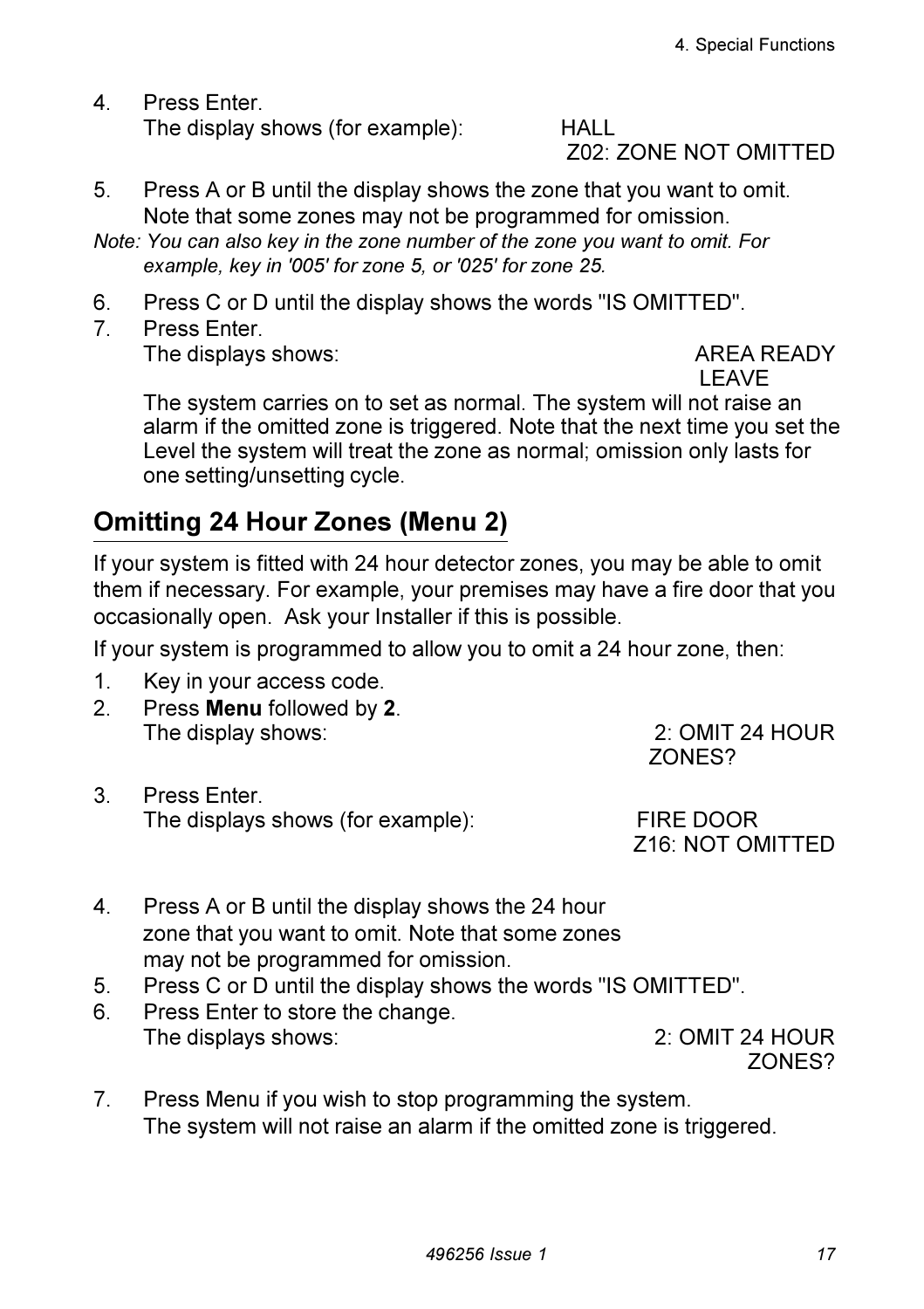4. Press Enter.
   The display shows (for example): HALL
   Z02: ZONE NOT OMITTED
5. Press A or B until the display shows the zone that you want to omit. Note that some zones may not be programmed for omission.

*Note: You can also key in the zone number of the zone you want to omit. For example, key in '005' for zone 5, or '025' for zone 25.*

6. Press C or D until the display shows the words "IS OMITTED".
7. Press Enter.
   The displays shows: AREA READY
   LEAVE

   The system carries on to set as normal. The system will not raise an alarm if the omitted zone is triggered. Note that the next time you set the Level the system will treat the zone as normal; omission only lasts for one setting/unsetting cycle.

## Omitting 24 Hour Zones (Menu 2)

If your system is fitted with 24 hour detector zones, you may be able to omit them if necessary. For example, your premises may have a fire door that you occasionally open. Ask your Installer if this is possible.

If your system is programmed to allow you to omit a 24 hour zone, then:

1. Key in your access code.
2. Press **Menu** followed by **2**.
   The display shows: 2: OMIT 24 HOUR ZONES?
3. Press Enter.
   The displays shows (for example): FIRE DOOR
   Z16: NOT OMITTED
4. Press A or B until the display shows the 24 hour zone that you want to omit. Note that some zones may not be programmed for omission.
5. Press C or D until the display shows the words "IS OMITTED".
6. Press Enter to store the change.
   The displays shows: 2: OMIT 24 HOUR ZONES?
7. Press Menu if you wish to stop programming the system.
   The system will not raise an alarm if the omitted zone is triggered.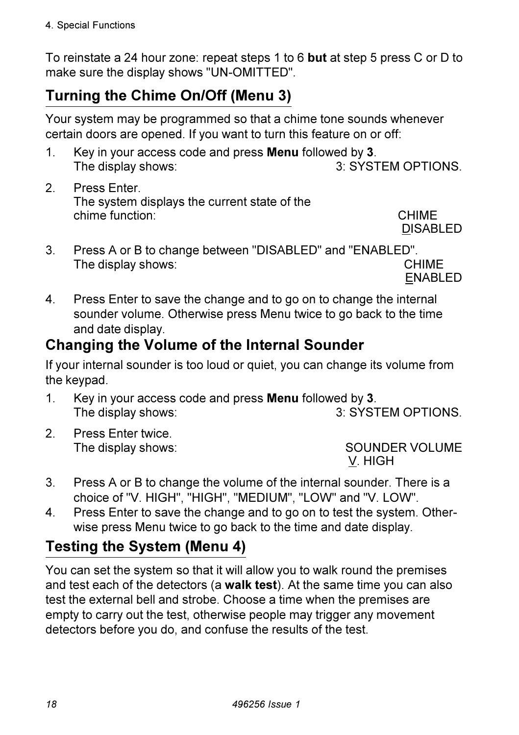To reinstate a 24 hour zone: repeat steps 1 to 6 **but** at step 5 press C or D to make sure the display shows "UN-OMITTED".

## Turning the Chime On/Off (Menu 3)

Your system may be programmed so that a chime tone sounds whenever certain doors are opened. If you want to turn this feature on or off:

1. Key in your access code and press **Menu** followed by **3**.
   The display shows: 3: SYSTEM OPTIONS.
2. Press Enter.
   The system displays the current state of the chime function: CHIME DISABLED
3. Press A or B to change between "DISABLED" and "ENABLED".
   The display shows: CHIME ENABLED
4. Press Enter to save the change and to go on to change the internal sounder volume. Otherwise press Menu twice to go back to the time and date display.

## Changing the Volume of the Internal Sounder

If your internal sounder is too loud or quiet, you can change its volume from the keypad.

1. Key in your access code and press **Menu** followed by **3**.
   The display shows: 3: SYSTEM OPTIONS.
2. Press Enter twice.
   The display shows: SOUNDER VOLUME V. HIGH
3. Press A or B to change the volume of the internal sounder. There is a choice of "V. HIGH", "HIGH", "MEDIUM", "LOW" and "V. LOW".
4. Press Enter to save the change and to go on to test the system. Otherwise press Menu twice to go back to the time and date display.

## Testing the System (Menu 4)

You can set the system so that it will allow you to walk round the premises and test each of the detectors (a **walk test**). At the same time you can also test the external bell and strobe. Choose a time when the premises are empty to carry out the test, otherwise people may trigger any movement detectors before you do, and confuse the results of the test.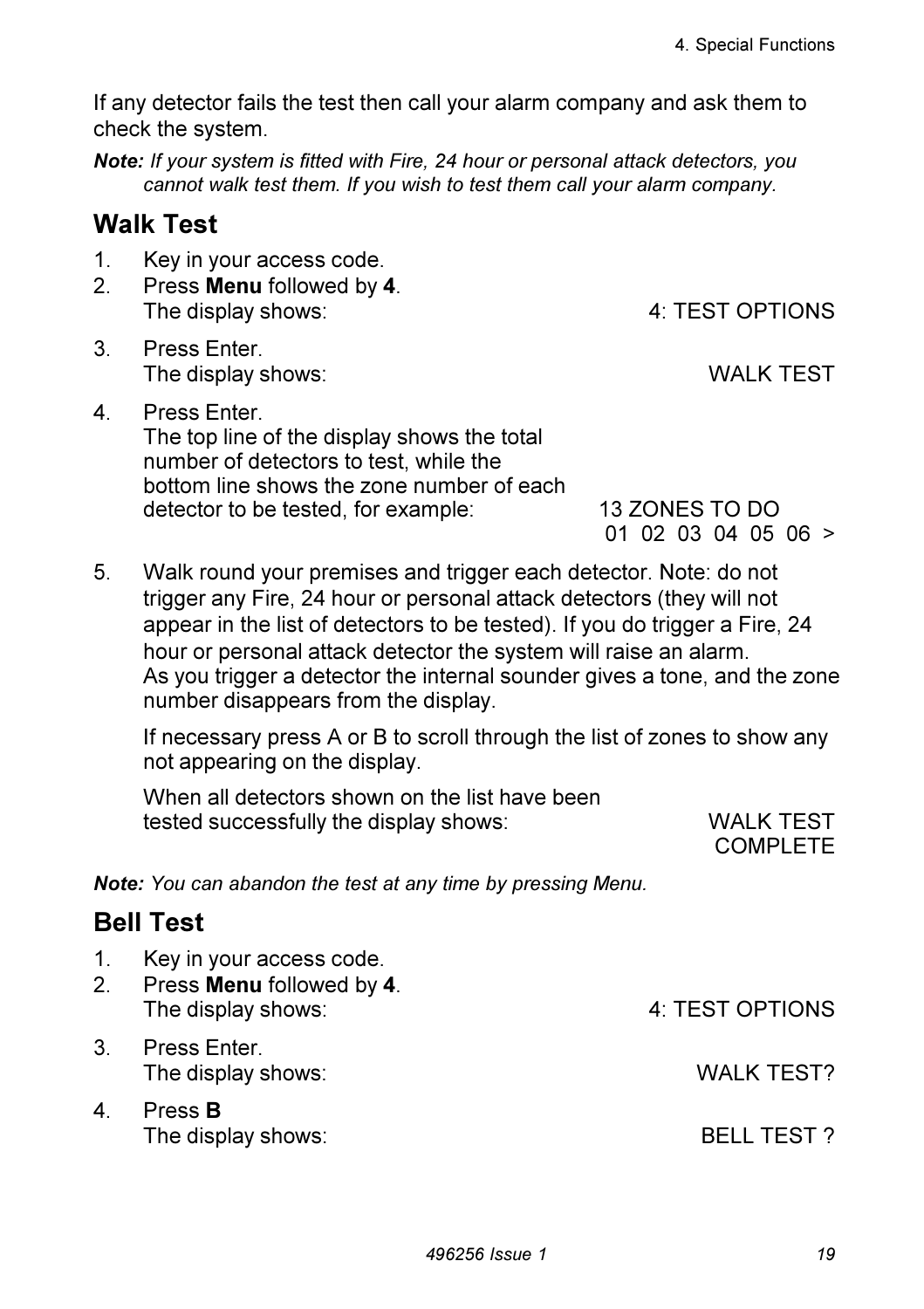If any detector fails the test then call your alarm company and ask them to check the system.

***Note:*** *If your system is fitted with Fire, 24 hour or personal attack detectors, you cannot walk test them. If you wish to test them call your alarm company.*

## Walk Test

1. Key in your access code.
2. Press **Menu** followed by **4**.
   The display shows: 4: TEST OPTIONS
3. Press Enter.
   The display shows: WALK TEST
4. Press Enter.
   The top line of the display shows the total number of detectors to test, while the bottom line shows the zone number of each detector to be tested, for example: 13 ZONES TO DO
   01 02 03 04 05 06 >
5. Walk round your premises and trigger each detector. Note: do not trigger any Fire, 24 hour or personal attack detectors (they will not appear in the list of detectors to be tested). If you do trigger a Fire, 24 hour or personal attack detector the system will raise an alarm.
   As you trigger a detector the internal sounder gives a tone, and the zone number disappears from the display.

   If necessary press A or B to scroll through the list of zones to show any not appearing on the display.

   When all detectors shown on the list have been tested successfully the display shows: WALK TEST COMPLETE

***Note:*** *You can abandon the test at any time by pressing Menu.*

## Bell Test

1. Key in your access code.
2. Press **Menu** followed by **4**.
   The display shows: 4: TEST OPTIONS
3. Press Enter.
   The display shows: WALK TEST?
4. Press **B**
   The display shows: BELL TEST ?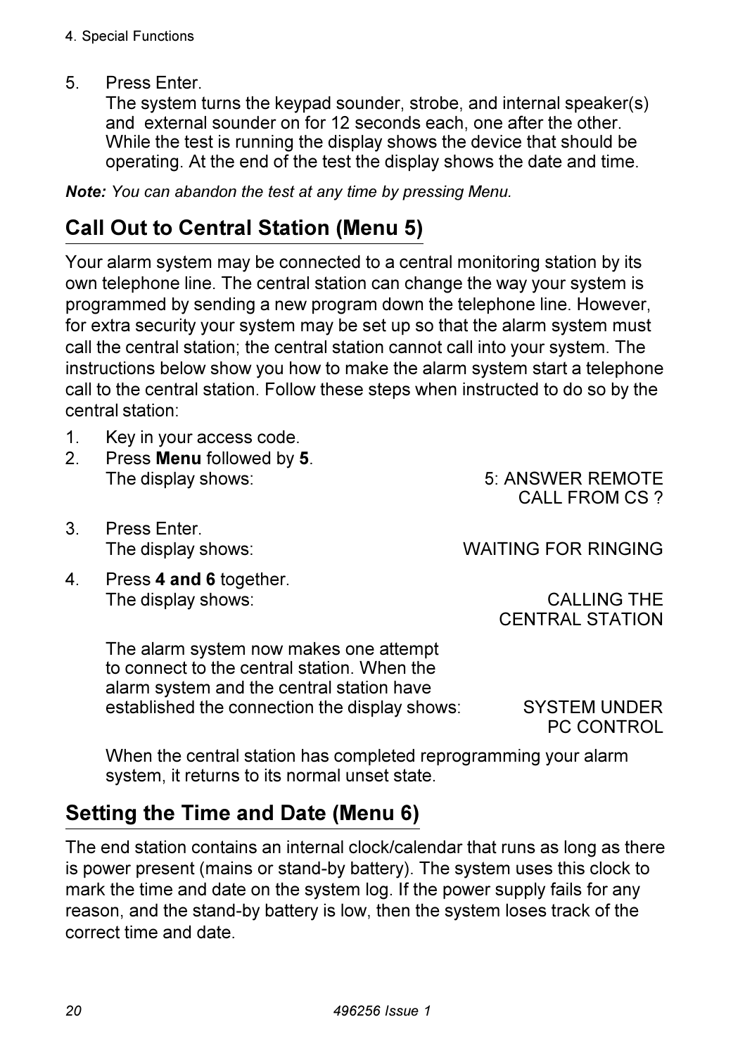5. Press Enter.
   The system turns the keypad sounder, strobe, and internal speaker(s) and external sounder on for 12 seconds each, one after the other. While the test is running the display shows the device that should be operating. At the end of the test the display shows the date and time.

***Note:*** *You can abandon the test at any time by pressing Menu.*

## Call Out to Central Station (Menu 5)

Your alarm system may be connected to a central monitoring station by its own telephone line. The central station can change the way your system is programmed by sending a new program down the telephone line. However, for extra security your system may be set up so that the alarm system must call the central station; the central station cannot call into your system. The instructions below show you how to make the alarm system start a telephone call to the central station. Follow these steps when instructed to do so by the central station:

1. Key in your access code.
2. Press **Menu** followed by **5**.
   The display shows: 5: ANSWER REMOTE CALL FROM CS ?
3. Press Enter.
   The display shows: WAITING FOR RINGING
4. Press **4 and 6** together.
   The display shows: CALLING THE CENTRAL STATION

   The alarm system now makes one attempt to connect to the central station. When the alarm system and the central station have established the connection the display shows: SYSTEM UNDER PC CONTROL

   When the central station has completed reprogramming your alarm system, it returns to its normal unset state.

## Setting the Time and Date (Menu 6)

The end station contains an internal clock/calendar that runs as long as there is power present (mains or stand-by battery). The system uses this clock to mark the time and date on the system log. If the power supply fails for any reason, and the stand-by battery is low, then the system loses track of the correct time and date.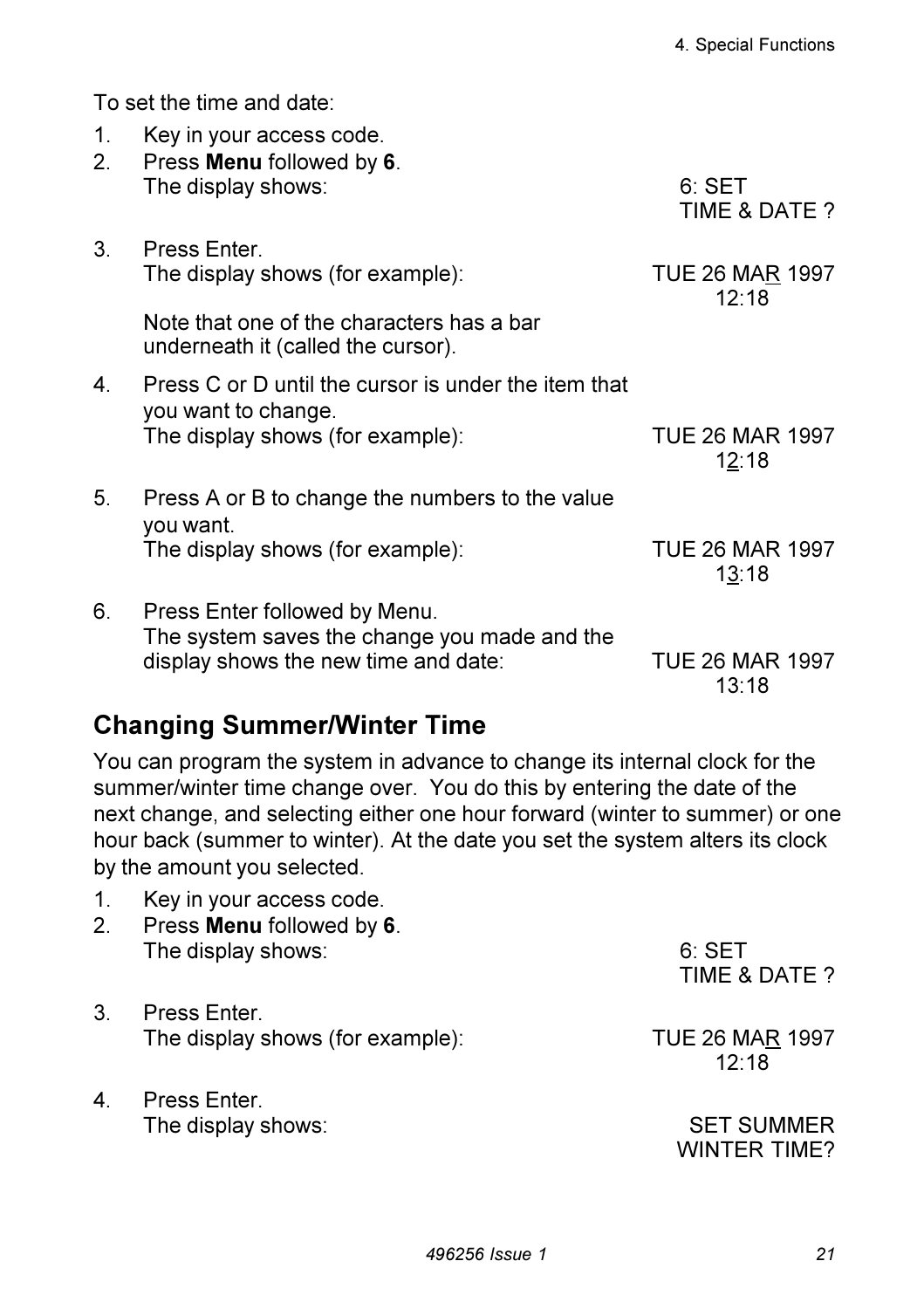To set the time and date:

1. Key in your access code.
2. Press **Menu** followed by **6**.
   The display shows: 6: SET TIME & DATE ?
3. Press Enter.
   The display shows (for example): TUE 26 MAR 1997 12:18

   Note that one of the characters has a bar underneath it (called the cursor).
4. Press C or D until the cursor is under the item that you want to change.
   The display shows (for example): TUE 26 MAR 1997 12:18
5. Press A or B to change the numbers to the value you want.
   The display shows (for example): TUE 26 MAR 1997 13:18
6. Press Enter followed by Menu.
   The system saves the change you made and the display shows the new time and date: TUE 26 MAR 1997 13:18

## Changing Summer/Winter Time

You can program the system in advance to change its internal clock for the summer/winter time change over. You do this by entering the date of the next change, and selecting either one hour forward (winter to summer) or one hour back (summer to winter). At the date you set the system alters its clock by the amount you selected.

1. Key in your access code.
2. Press **Menu** followed by **6**.
   The display shows: 6: SET TIME & DATE ?
3. Press Enter.
   The display shows (for example): TUE 26 MAR 1997 12:18
4. Press Enter.
   The display shows: SET SUMMER WINTER TIME?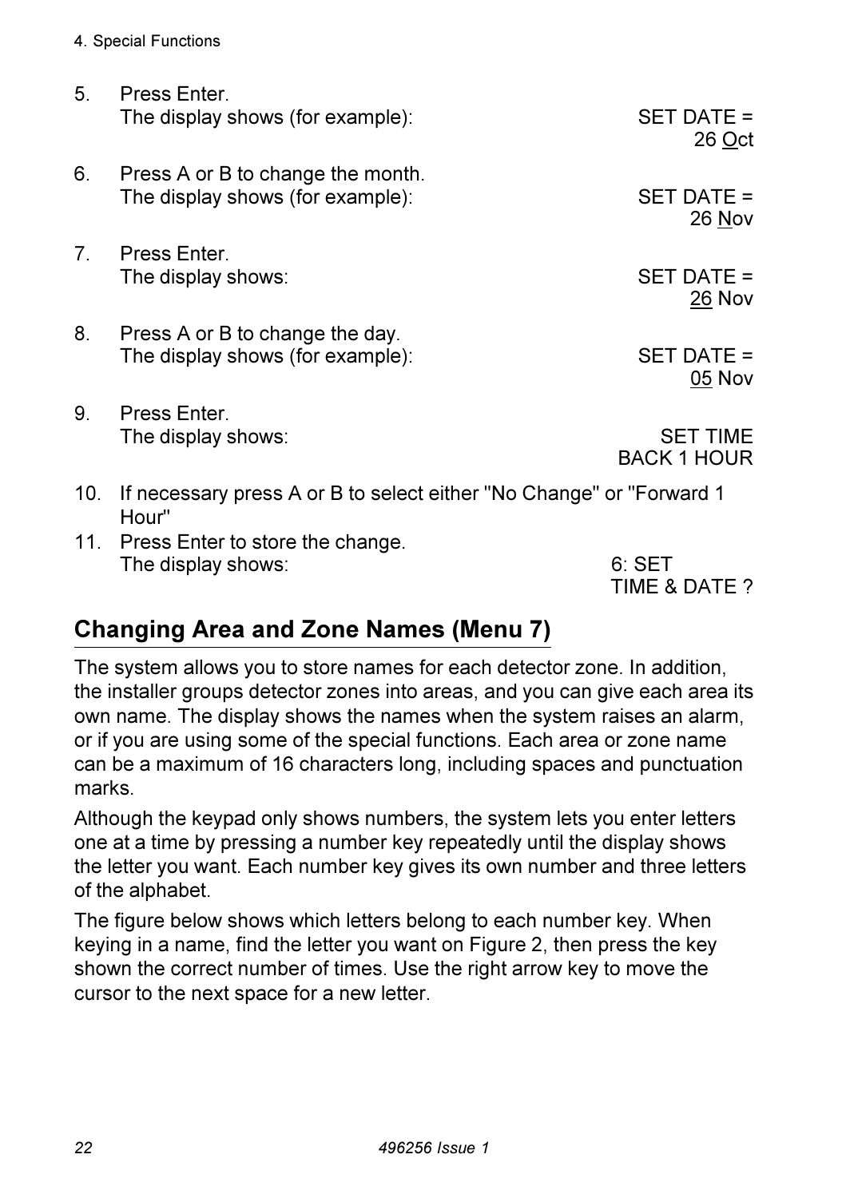5. Press Enter.
   The display shows (for example): SET DATE = 26 Oct

6. Press A or B to change the month.
   The display shows (for example): SET DATE = 26 Nov

7. Press Enter.
   The display shows: SET DATE = 26 Nov

8. Press A or B to change the day.
   The display shows (for example): SET DATE = 05 Nov

9. Press Enter.
   The display shows: SET TIME BACK 1 HOUR

10. If necessary press A or B to select either "No Change" or "Forward 1 Hour"
11. Press Enter to store the change.
    The display shows: 6: SET TIME & DATE ?

## Changing Area and Zone Names (Menu 7)

The system allows you to store names for each detector zone. In addition, the installer groups detector zones into areas, and you can give each area its own name. The display shows the names when the system raises an alarm, or if you are using some of the special functions. Each area or zone name can be a maximum of 16 characters long, including spaces and punctuation marks.

Although the keypad only shows numbers, the system lets you enter letters one at a time by pressing a number key repeatedly until the display shows the letter you want. Each number key gives its own number and three letters of the alphabet.

The figure below shows which letters belong to each number key. When keying in a name, find the letter you want on Figure 2, then press the key shown the correct number of times. Use the right arrow key to move the cursor to the next space for a new letter.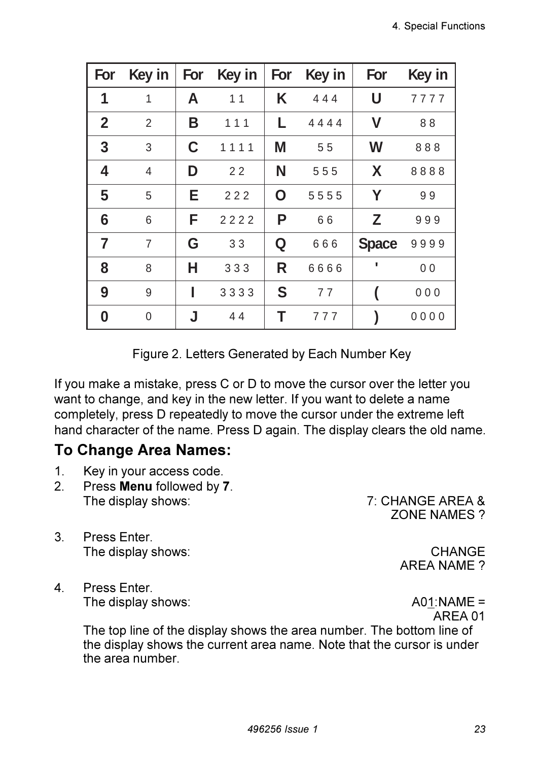| For | Key in | For | Key in | For | Key in | For | Key in |
|---|---|---|---|---|---|---|---|
| **1** | 1 | **A** | 1 1 | **K** | 4 4 4 | **U** | 7 7 7 7 |
| **2** | 2 | **B** | 1 1 1 | **L** | 4 4 4 4 | **V** | 8 8 |
| **3** | 3 | **C** | 1 1 1 1 | **M** | 5 5 | **W** | 8 8 8 |
| **4** | 4 | **D** | 2 2 | **N** | 5 5 5 | **X** | 8 8 8 8 |
| **5** | 5 | **E** | 2 2 2 | **O** | 5 5 5 5 | **Y** | 9 9 |
| **6** | 6 | **F** | 2 2 2 2 | **P** | 6 6 | **Z** | 9 9 9 |
| **7** | 7 | **G** | 3 3 | **Q** | 6 6 6 | **Space** | 9 9 9 9 |
| **8** | 8 | **H** | 3 3 3 | **R** | 6 6 6 6 | **'** | 0 0 |
| **9** | 9 | **I** | 3 3 3 3 | **S** | 7 7 | **(** | 0 0 0 |
| **0** | 0 | **J** | 4 4 | **T** | 7 7 7 | **)** | 0 0 0 0 |

Figure 2. Letters Generated by Each Number Key

If you make a mistake, press C or D to move the cursor over the letter you want to change, and key in the new letter. If you want to delete a name completely, press D repeatedly to move the cursor under the extreme left hand character of the name. Press D again. The display clears the old name.

## To Change Area Names:

1. Key in your access code.
2. Press **Menu** followed by **7**.
   The display shows: 7: CHANGE AREA & ZONE NAMES ?
3. Press Enter.
   The display shows: CHANGE AREA NAME ?
4. Press Enter.
   The display shows: A01:NAME = AREA 01

   The top line of the display shows the area number. The bottom line of the display shows the current area name. Note that the cursor is under the area number.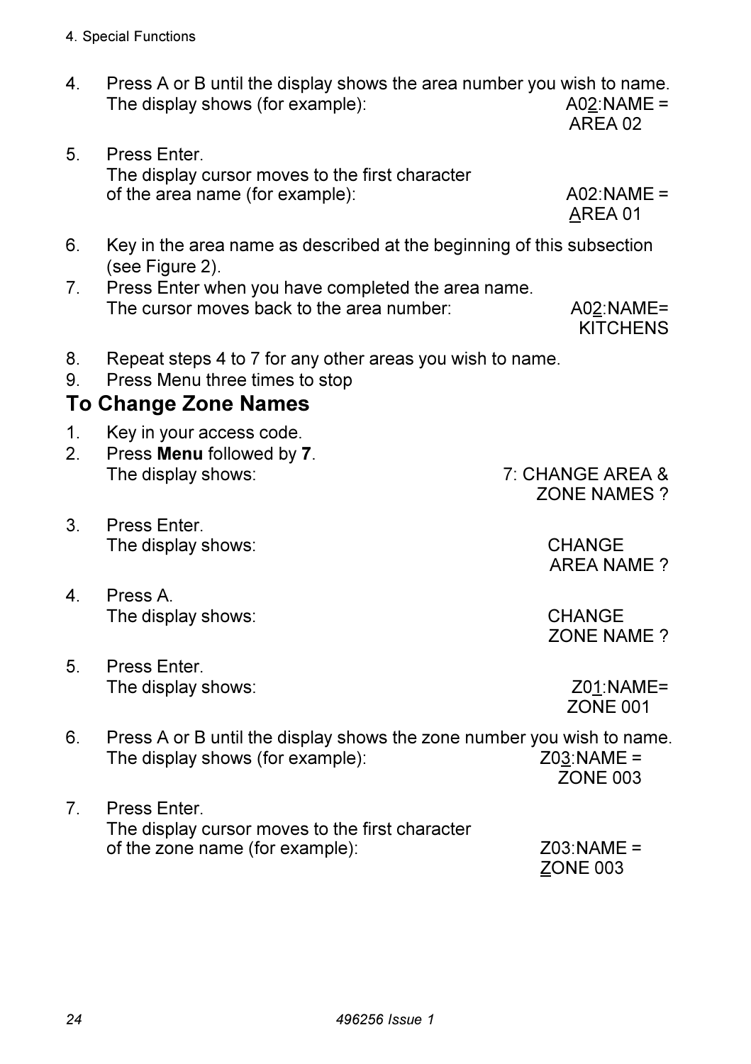4. Press A or B until the display shows the area number you wish to name.
   The display shows (for example): A02:NAME = AREA 02

5. Press Enter.
   The display cursor moves to the first character of the area name (for example): A02:NAME = AREA 01

6. Key in the area name as described at the beginning of this subsection (see Figure 2).

7. Press Enter when you have completed the area name.
   The cursor moves back to the area number: A02:NAME= KITCHENS

8. Repeat steps 4 to 7 for any other areas you wish to name.

9. Press Menu three times to stop

## To Change Zone Names

1. Key in your access code.

2. Press **Menu** followed by **7**.
   The display shows: 7: CHANGE AREA & ZONE NAMES ?

3. Press Enter.
   The display shows: CHANGE AREA NAME ?

4. Press A.
   The display shows: CHANGE ZONE NAME ?

5. Press Enter.
   The display shows: Z01:NAME= ZONE 001

6. Press A or B until the display shows the zone number you wish to name.
   The display shows (for example): Z03:NAME = ZONE 003

7. Press Enter.
   The display cursor moves to the first character of the zone name (for example): Z03:NAME = ZONE 003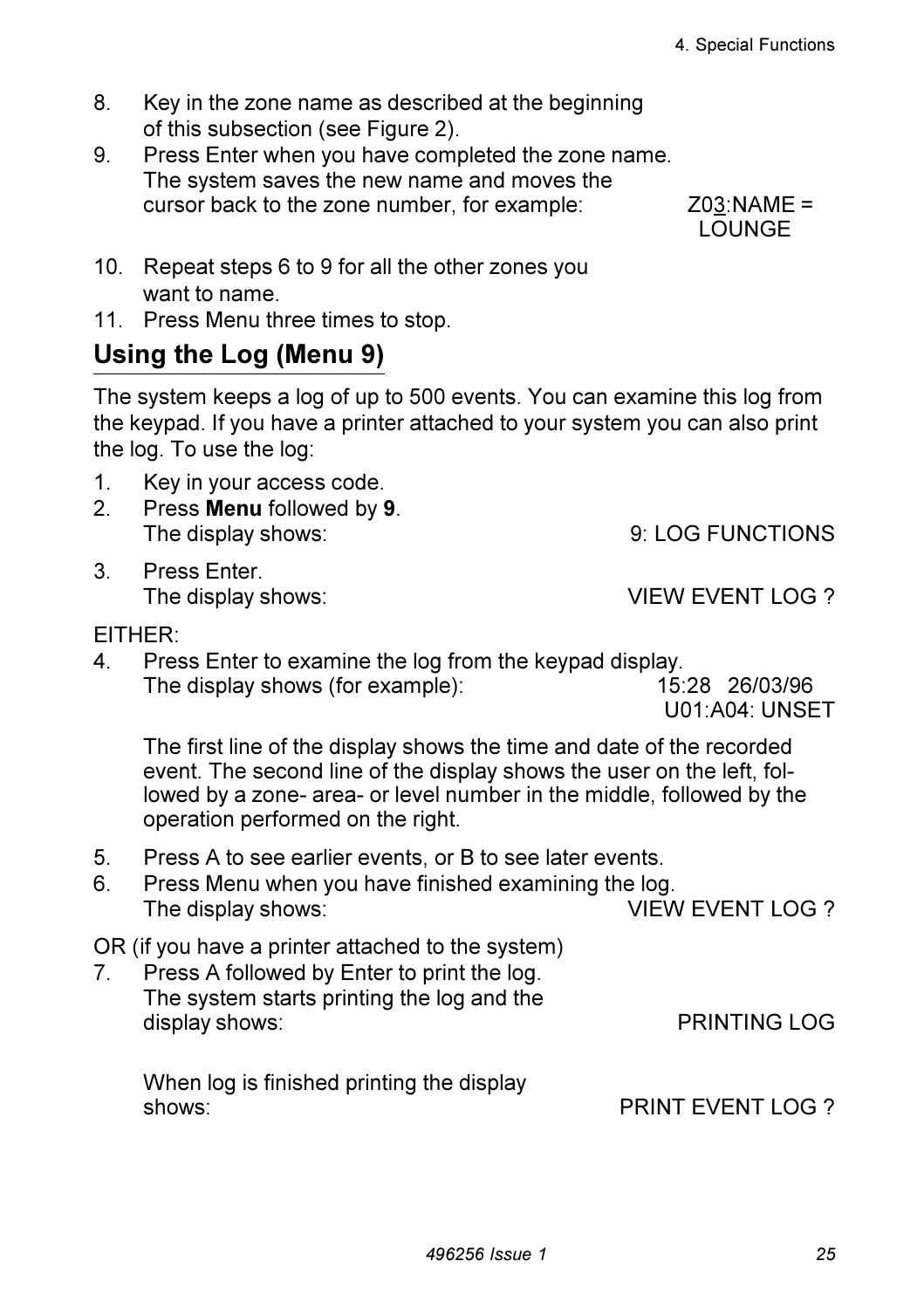8. Key in the zone name as described at the beginning of this subsection (see Figure 2).
9. Press Enter when you have completed the zone name. The system saves the new name and moves the cursor back to the zone number, for example: Z03:NAME = LOUNGE
10. Repeat steps 6 to 9 for all the other zones you want to name.
11. Press Menu three times to stop.

## Using the Log (Menu 9)

The system keeps a log of up to 500 events. You can examine this log from the keypad. If you have a printer attached to your system you can also print the log. To use the log:

1. Key in your access code.
2. Press **Menu** followed by **9**.
   The display shows: 9: LOG FUNCTIONS
3. Press Enter.
   The display shows: VIEW EVENT LOG ?

EITHER:

4. Press Enter to examine the log from the keypad display.
   The display shows (for example): 15:28 26/03/96 U01:A04: UNSET

   The first line of the display shows the time and date of the recorded event. The second line of the display shows the user on the left, followed by a zone- area- or level number in the middle, followed by the operation performed on the right.

5. Press A to see earlier events, or B to see later events.
6. Press Menu when you have finished examining the log.
   The display shows: VIEW EVENT LOG ?

OR (if you have a printer attached to the system)

7. Press A followed by Enter to print the log.
   The system starts printing the log and the display shows: PRINTING LOG

   When log is finished printing the display shows: PRINT EVENT LOG ?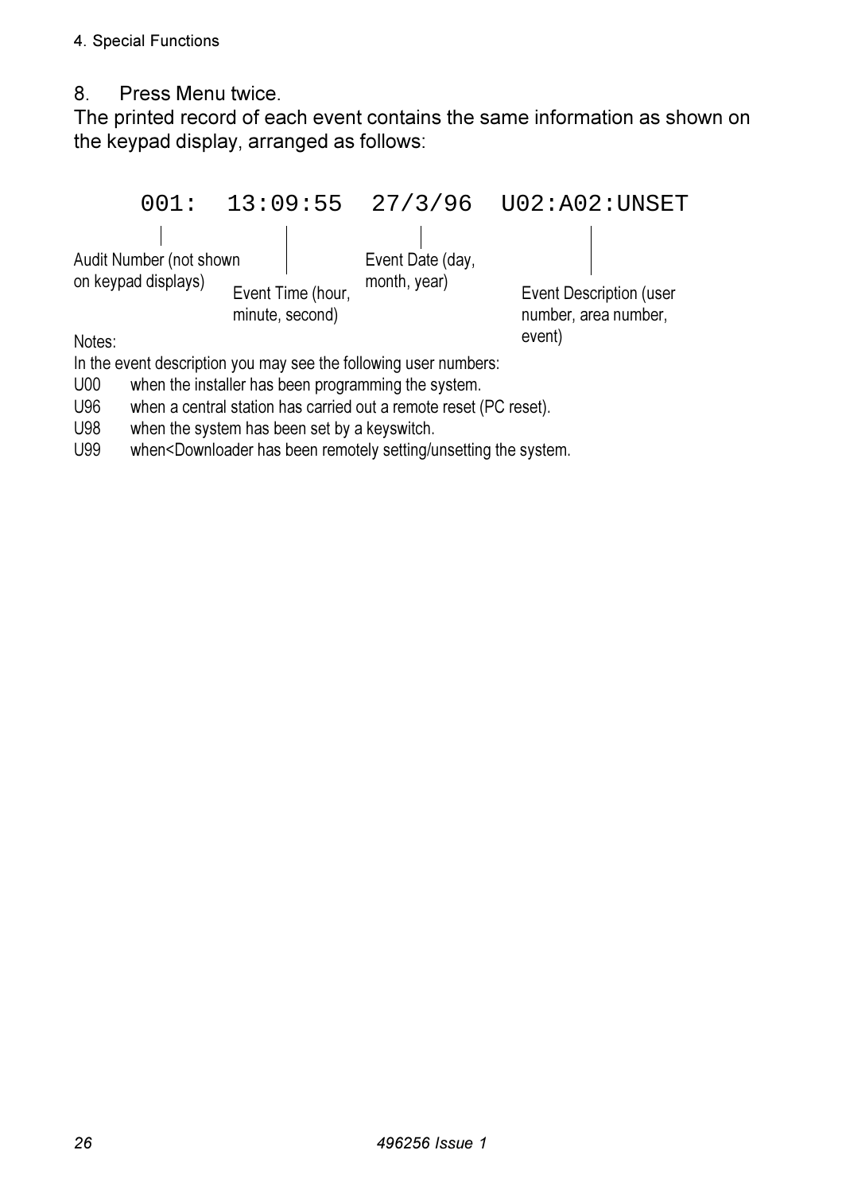8. Press Menu twice.

The printed record of each event contains the same information as shown on the keypad display, arranged as follows:

```
001:  13:09:55  27/3/96  U02:A02:UNSET
```

- Audit Number (not shown on keypad displays)
- Event Time (hour, minute, second)
- Event Date (day, month, year)
- Event Description (user number, area number, event)

Notes:

In the event description you may see the following user numbers:

| | |
|---|---|
| U00 | when the installer has been programming the system. |
| U96 | when a central station has carried out a remote reset (PC reset). |
| U98 | when the system has been set by a keyswitch. |
| U99 | when<Downloader has been remotely setting/unsetting the system. |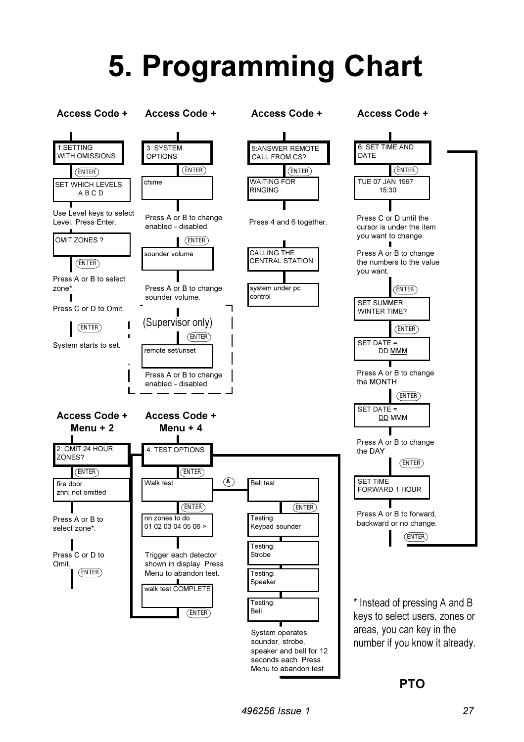# 5. Programming Chart

**Access Code +**

1:SETTING WITH OMISSIONS

ENTER

SET WHICH LEVELS A B C D

Use Level keys to select Level. Press Enter.

OMIT ZONES ?

ENTER

Press A or B to select zone*.

Press C or D to Omit.

ENTER

System starts to set.

**Access Code +**

3: SYSTEM OPTIONS

ENTER

chime

Press A or B to change enabled - disabled.

ENTER

sounder volume

Press A or B to change sounder volume.

(Supervisor only)

ENTER

remote set/unset

Press A or B to change enabled - disabled.

**Access Code +**

5:ANSWER REMOTE CALL FROM CS?

ENTER

WAITING FOR RINGING

Press 4 and 6 together.

CALLING THE CENTRAL STATION

system under pc control

**Access Code +**

6: SET TIME AND DATE

ENTER

TUE 07 JAN 1997 15:30

Press C or D until the cursor is under the item you want to change.

Press A or B to change the numbers to the value you want.

ENTER

SET SUMMER WINTER TIME?

ENTER

SET DATE = DD MMM

Press A or B to change the MONTH

ENTER

SET DATE = DD MMM

Press A or B to change the DAY

ENTER

SET TIME FORWARD 1 HOUR

Press A or B to forward, backward or no change.

ENTER

**Access Code + Menu + 2**

2: OMIT 24 HOUR ZONES?

ENTER

fire door znn: not omitted

Press A or B to select zone*.

Press C or D to Omit.

ENTER

**Access Code + Menu + 4**

4: TEST OPTIONS

ENTER

Walk test

ENTER

nn zones to do 01 02 03 04 05 06 >

Trigger each detector shown in display. Press Menu to abandon test.

walk test COMPLETE

ENTER

A

Bell test

ENTER

Testing: Keypad sounder

Testing: Strobe

Testing: Speaker

Testing: Bell

System operates sounder, strobe, speaker and bell for 12 seconds each. Press Menu to abandon test.

\* Instead of pressing A and B keys to select users, zones or areas, you can key in the number if you know it already.

**PTO**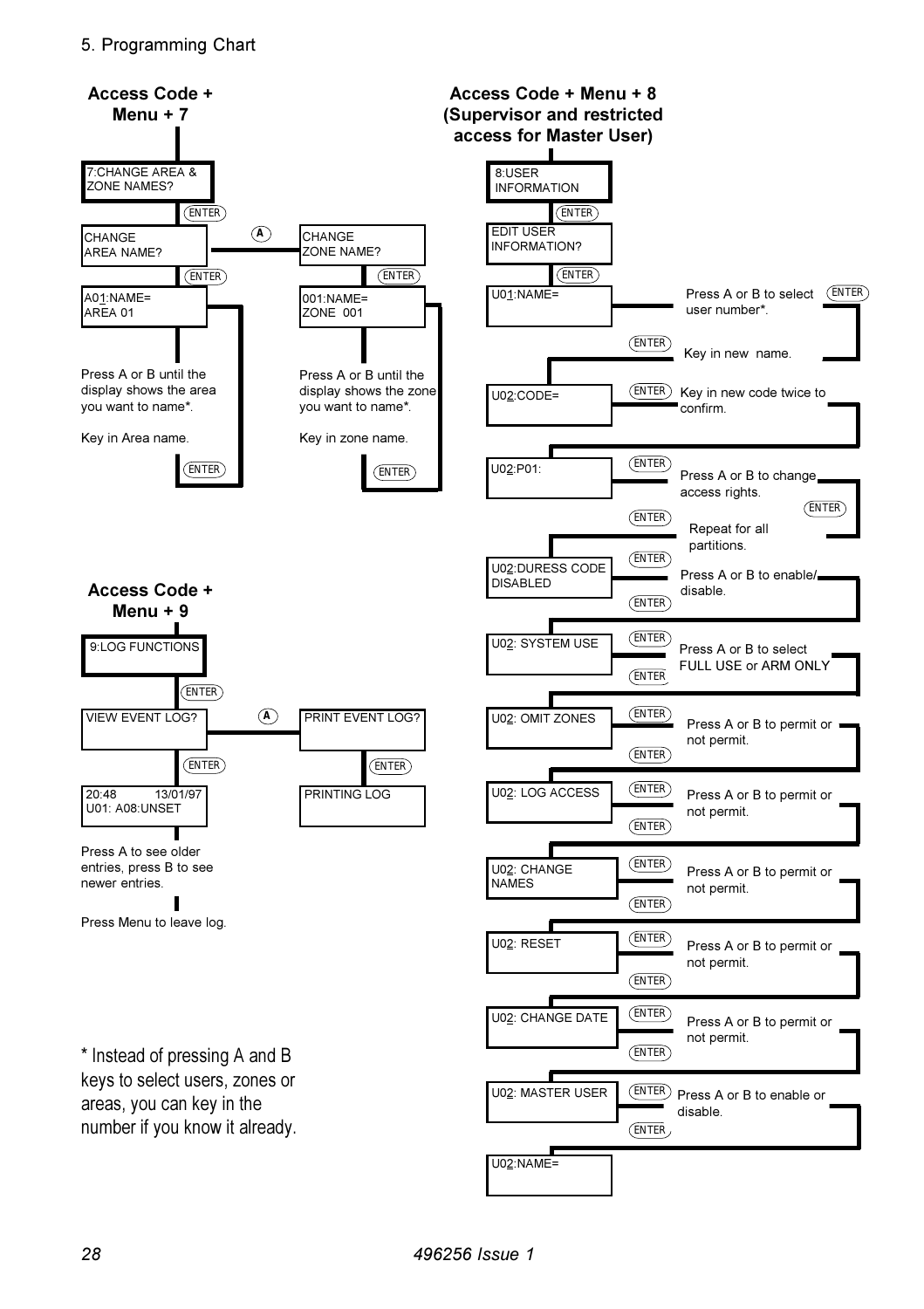## 5. Programming Chart

### Access Code + Menu + 7

7:CHANGE AREA & ZONE NAMES?

(ENTER)

CHANGE AREA NAME? — (A) — CHANGE ZONE NAME?

(ENTER)

A01:NAME= AREA 01

Press A or B until the display shows the area you want to name*.

Key in Area name.

(ENTER)

001:NAME= ZONE 001

Press A or B until the display shows the zone you want to name*.

Key in zone name.

(ENTER)

### Access Code + Menu + 9

9:LOG FUNCTIONS

(ENTER)

VIEW EVENT LOG? — (A) — PRINT EVENT LOG?

(ENTER)

20:48 13/01/97 U01: A08:UNSET

Press A to see older entries, press B to see newer entries.

Press Menu to leave log.

PRINTING LOG

\* Instead of pressing A and B keys to select users, zones or areas, you can key in the number if you know it already.

### Access Code + Menu + 8 (Supervisor and restricted access for Master User)

8:USER INFORMATION

(ENTER)

EDIT USER INFORMATION?

(ENTER)

U01:NAME= — Press A or B to select user number*. (ENTER)

(ENTER) Key in new name.

U02:CODE= — (ENTER) Key in new code twice to confirm.

U02:P01: — (ENTER) Press A or B to change access rights. (ENTER)

(ENTER) Repeat for all partitions.

U02:DURESS CODE DISABLED — (ENTER) Press A or B to enable/disable. (ENTER)

U02: SYSTEM USE — (ENTER) Press A or B to select FULL USE or ARM ONLY (ENTER)

U02: OMIT ZONES — (ENTER) Press A or B to permit or not permit. (ENTER)

U02: LOG ACCESS — (ENTER) Press A or B to permit or not permit. (ENTER)

U02: CHANGE NAMES — (ENTER) Press A or B to permit or not permit. (ENTER)

U02: RESET — (ENTER) Press A or B to permit or not permit. (ENTER)

U02: CHANGE DATE — (ENTER) Press A or B to permit or not permit. (ENTER)

U02: MASTER USER — (ENTER) Press A or B to enable or disable. (ENTER)

U02:NAME=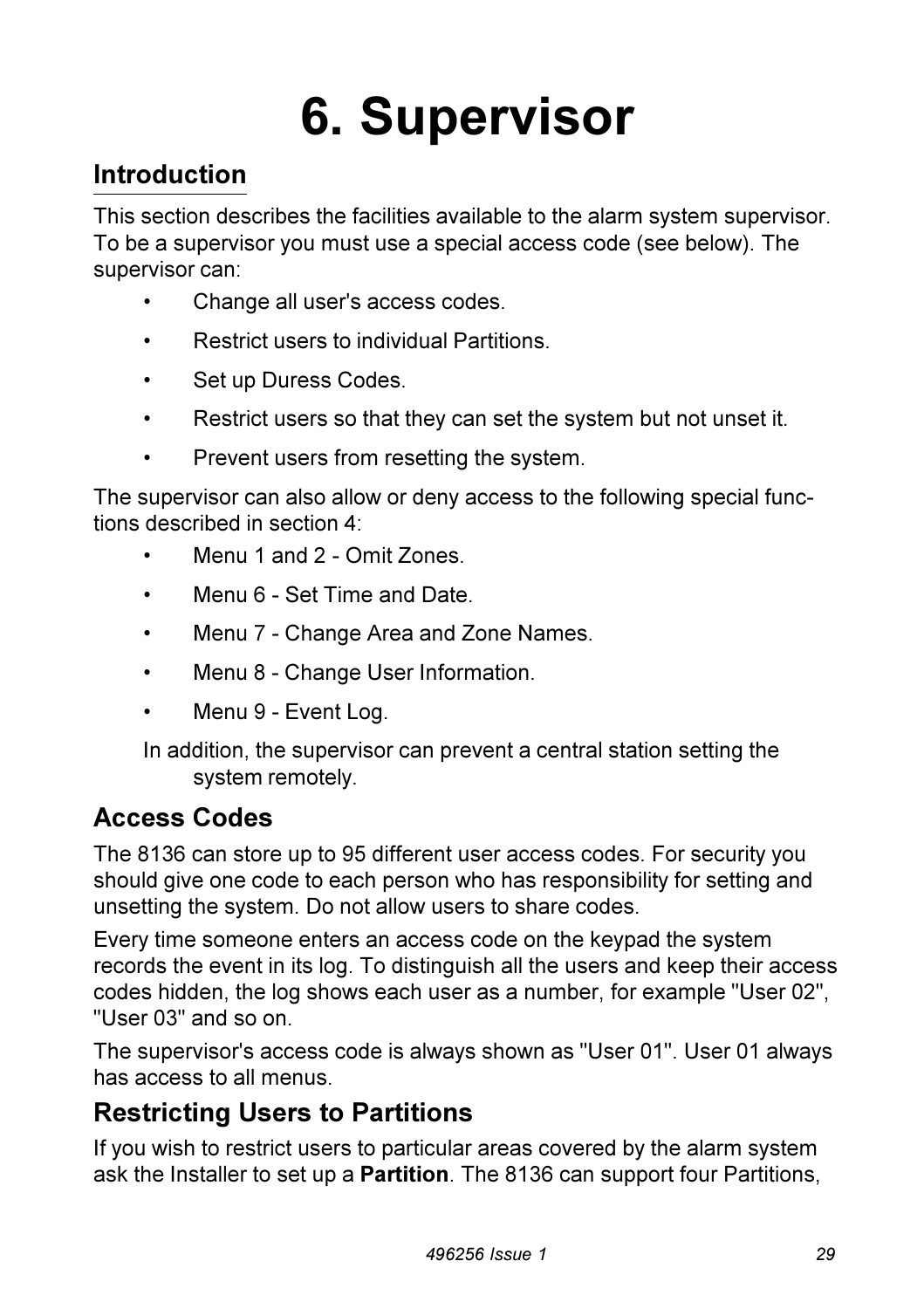# 6. Supervisor

## Introduction

This section describes the facilities available to the alarm system supervisor. To be a supervisor you must use a special access code (see below). The supervisor can:

- Change all user's access codes.
- Restrict users to individual Partitions.
- Set up Duress Codes.
- Restrict users so that they can set the system but not unset it.
- Prevent users from resetting the system.

The supervisor can also allow or deny access to the following special functions described in section 4:

- Menu 1 and 2 - Omit Zones.
- Menu 6 - Set Time and Date.
- Menu 7 - Change Area and Zone Names.
- Menu 8 - Change User Information.
- Menu 9 - Event Log.

In addition, the supervisor can prevent a central station setting the system remotely.

## Access Codes

The 8136 can store up to 95 different user access codes. For security you should give one code to each person who has responsibility for setting and unsetting the system. Do not allow users to share codes.

Every time someone enters an access code on the keypad the system records the event in its log. To distinguish all the users and keep their access codes hidden, the log shows each user as a number, for example "User 02", "User 03" and so on.

The supervisor's access code is always shown as "User 01". User 01 always has access to all menus.

## Restricting Users to Partitions

If you wish to restrict users to particular areas covered by the alarm system ask the Installer to set up a **Partition**. The 8136 can support four Partitions,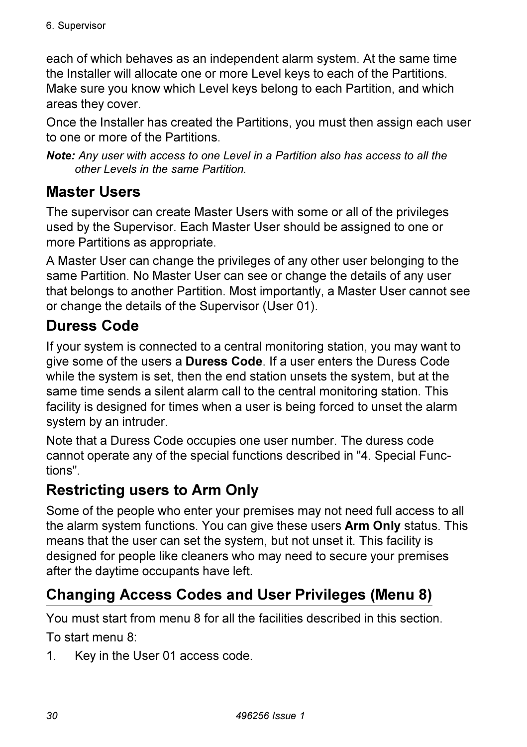each of which behaves as an independent alarm system. At the same time the Installer will allocate one or more Level keys to each of the Partitions. Make sure you know which Level keys belong to each Partition, and which areas they cover.

Once the Installer has created the Partitions, you must then assign each user to one or more of the Partitions.

***Note:*** *Any user with access to one Level in a Partition also has access to all the other Levels in the same Partition.*

## Master Users

The supervisor can create Master Users with some or all of the privileges used by the Supervisor. Each Master User should be assigned to one or more Partitions as appropriate.

A Master User can change the privileges of any other user belonging to the same Partition. No Master User can see or change the details of any user that belongs to another Partition. Most importantly, a Master User cannot see or change the details of the Supervisor (User 01).

## Duress Code

If your system is connected to a central monitoring station, you may want to give some of the users a **Duress Code**. If a user enters the Duress Code while the system is set, then the end station unsets the system, but at the same time sends a silent alarm call to the central monitoring station. This facility is designed for times when a user is being forced to unset the alarm system by an intruder.

Note that a Duress Code occupies one user number. The duress code cannot operate any of the special functions described in "4. Special Functions".

## Restricting users to Arm Only

Some of the people who enter your premises may not need full access to all the alarm system functions. You can give these users **Arm Only** status. This means that the user can set the system, but not unset it. This facility is designed for people like cleaners who may need to secure your premises after the daytime occupants have left.

## Changing Access Codes and User Privileges (Menu 8)

You must start from menu 8 for all the facilities described in this section.

To start menu 8:

1. Key in the User 01 access code.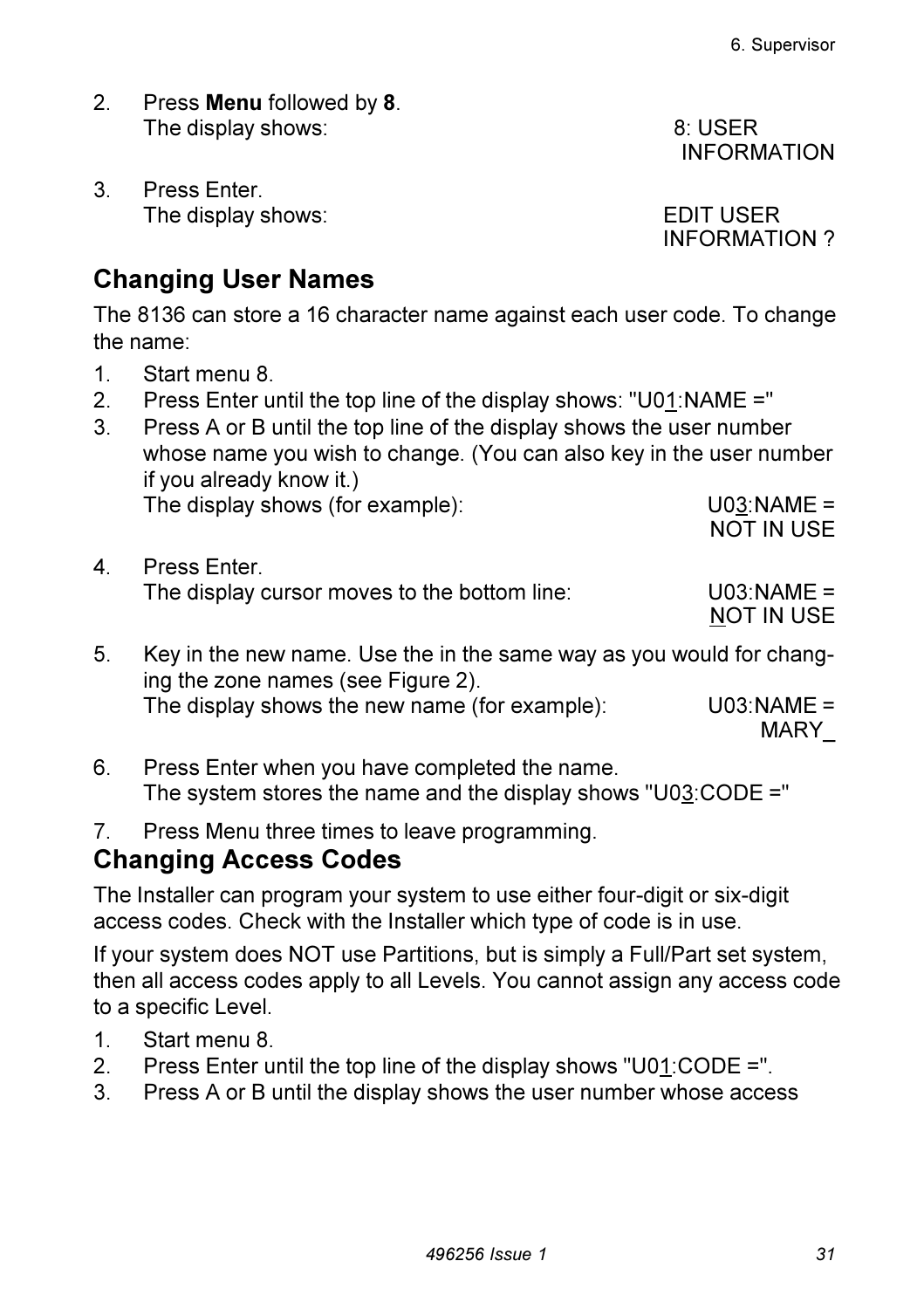2. Press **Menu** followed by **8**.
   The display shows: 8: USER INFORMATION

3. Press Enter.
   The display shows: EDIT USER INFORMATION ?

## Changing User Names

The 8136 can store a 16 character name against each user code. To change the name:

1. Start menu 8.
2. Press Enter until the top line of the display shows: "U01:NAME ="
3. Press A or B until the top line of the display shows the user number whose name you wish to change. (You can also key in the user number if you already know it.)
   The display shows (for example): U03:NAME = NOT IN USE
4. Press Enter.
   The display cursor moves to the bottom line: U03:NAME = NOT IN USE
5. Key in the new name. Use the in the same way as you would for changing the zone names (see Figure 2).
   The display shows the new name (for example): U03:NAME = MARY_
6. Press Enter when you have completed the name.
   The system stores the name and the display shows "U03:CODE ="
7. Press Menu three times to leave programming.

## Changing Access Codes

The Installer can program your system to use either four-digit or six-digit access codes. Check with the Installer which type of code is in use.

If your system does NOT use Partitions, but is simply a Full/Part set system, then all access codes apply to all Levels. You cannot assign any access code to a specific Level.

1. Start menu 8.
2. Press Enter until the top line of the display shows "U01:CODE =".
3. Press A or B until the display shows the user number whose access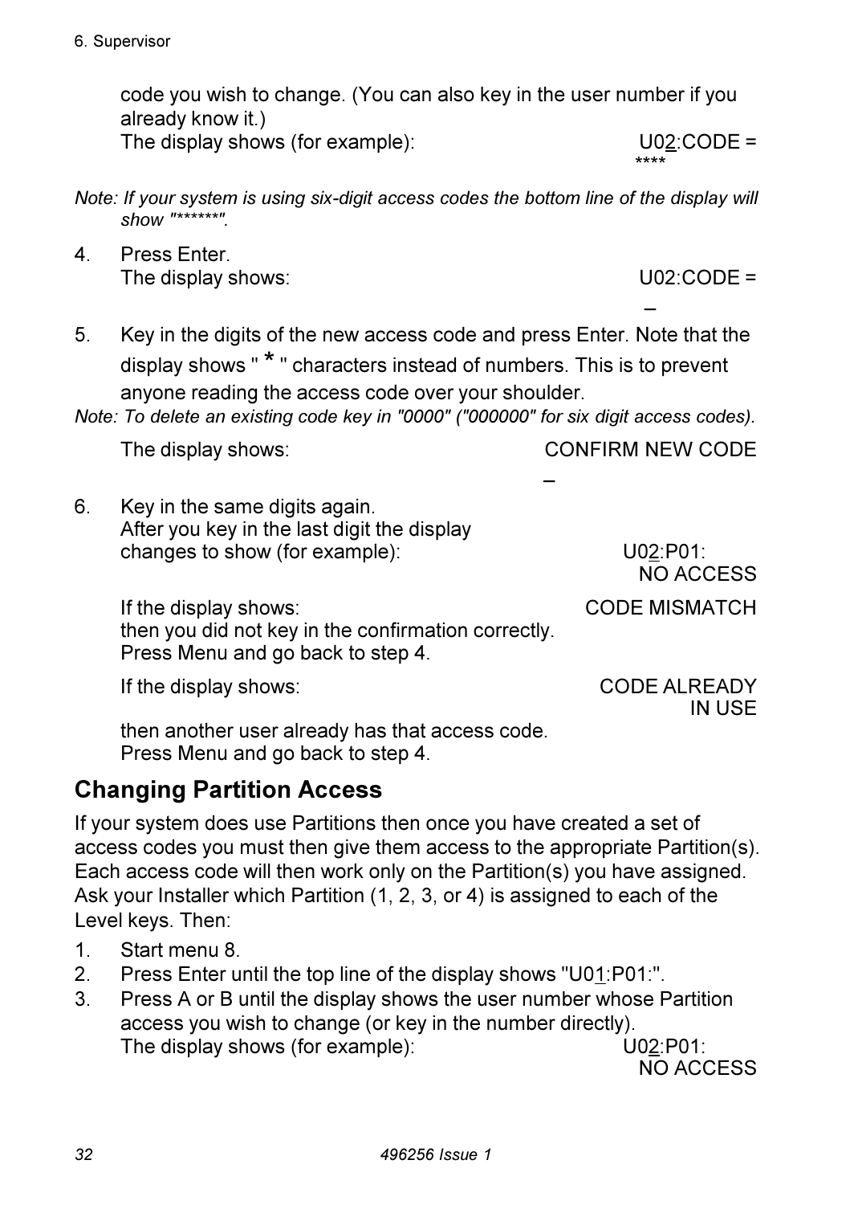code you wish to change. (You can also key in the user number if you already know it.)
The display shows (for example): U02:CODE = ****

*Note: If your system is using six-digit access codes the bottom line of the display will show "******".*

4. Press Enter.
   The display shows: U02:CODE = _

5. Key in the digits of the new access code and press Enter. Note that the display shows " * " characters instead of numbers. This is to prevent anyone reading the access code over your shoulder.

*Note: To delete an existing code key in "0000" ("000000" for six digit access codes).*

   The display shows: CONFIRM NEW CODE _

6. Key in the same digits again.
   After you key in the last digit the display changes to show (for example): U02:P01: NO ACCESS

   If the display shows: CODE MISMATCH
   then you did not key in the confirmation correctly.
   Press Menu and go back to step 4.

   If the display shows: CODE ALREADY IN USE
   then another user already has that access code.
   Press Menu and go back to step 4.

## Changing Partition Access

If your system does use Partitions then once you have created a set of access codes you must then give them access to the appropriate Partition(s). Each access code will then work only on the Partition(s) you have assigned. Ask your Installer which Partition (1, 2, 3, or 4) is assigned to each of the Level keys. Then:

1. Start menu 8.
2. Press Enter until the top line of the display shows "U01:P01:".
3. Press A or B until the display shows the user number whose Partition access you wish to change (or key in the number directly).
   The display shows (for example): U02:P01: NO ACCESS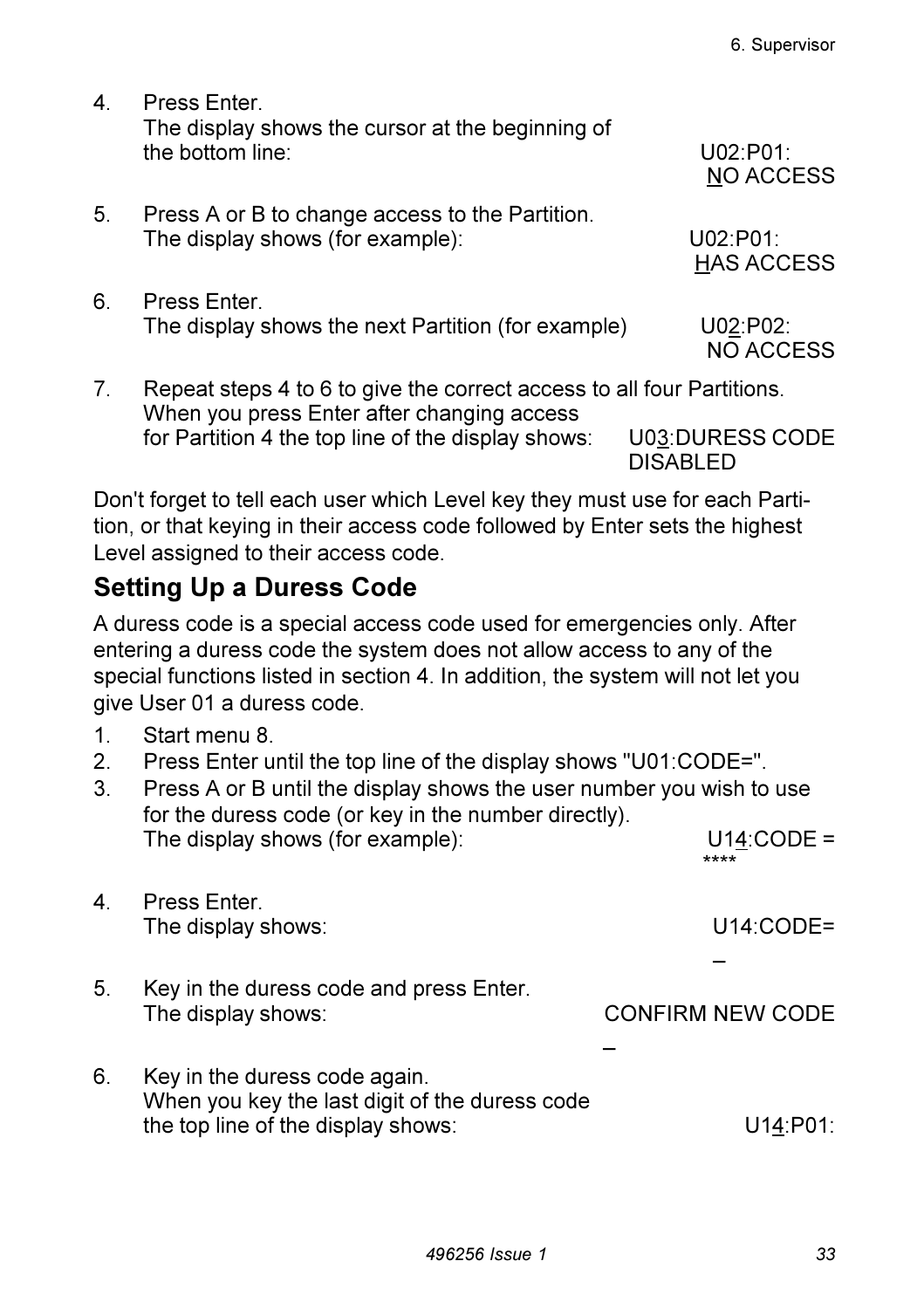4. Press Enter.
   The display shows the cursor at the beginning of the bottom line: U02:P01: NO ACCESS

5. Press A or B to change access to the Partition.
   The display shows (for example): U02:P01: HAS ACCESS

6. Press Enter.
   The display shows the next Partition (for example) U02:P02: NO ACCESS

7. Repeat steps 4 to 6 to give the correct access to all four Partitions.
   When you press Enter after changing access for Partition 4 the top line of the display shows: U03:DURESS CODE DISABLED

Don't forget to tell each user which Level key they must use for each Partition, or that keying in their access code followed by Enter sets the highest Level assigned to their access code.

## Setting Up a Duress Code

A duress code is a special access code used for emergencies only. After entering a duress code the system does not allow access to any of the special functions listed in section 4. In addition, the system will not let you give User 01 a duress code.

1. Start menu 8.
2. Press Enter until the top line of the display shows "U01:CODE=".
3. Press A or B until the display shows the user number you wish to use for the duress code (or key in the number directly).
   The display shows (for example): U14:CODE = ****
4. Press Enter.
   The display shows: U14:CODE= _
5. Key in the duress code and press Enter.
   The display shows: CONFIRM NEW CODE _
6. Key in the duress code again.
   When you key the last digit of the duress code the top line of the display shows: U14:P01: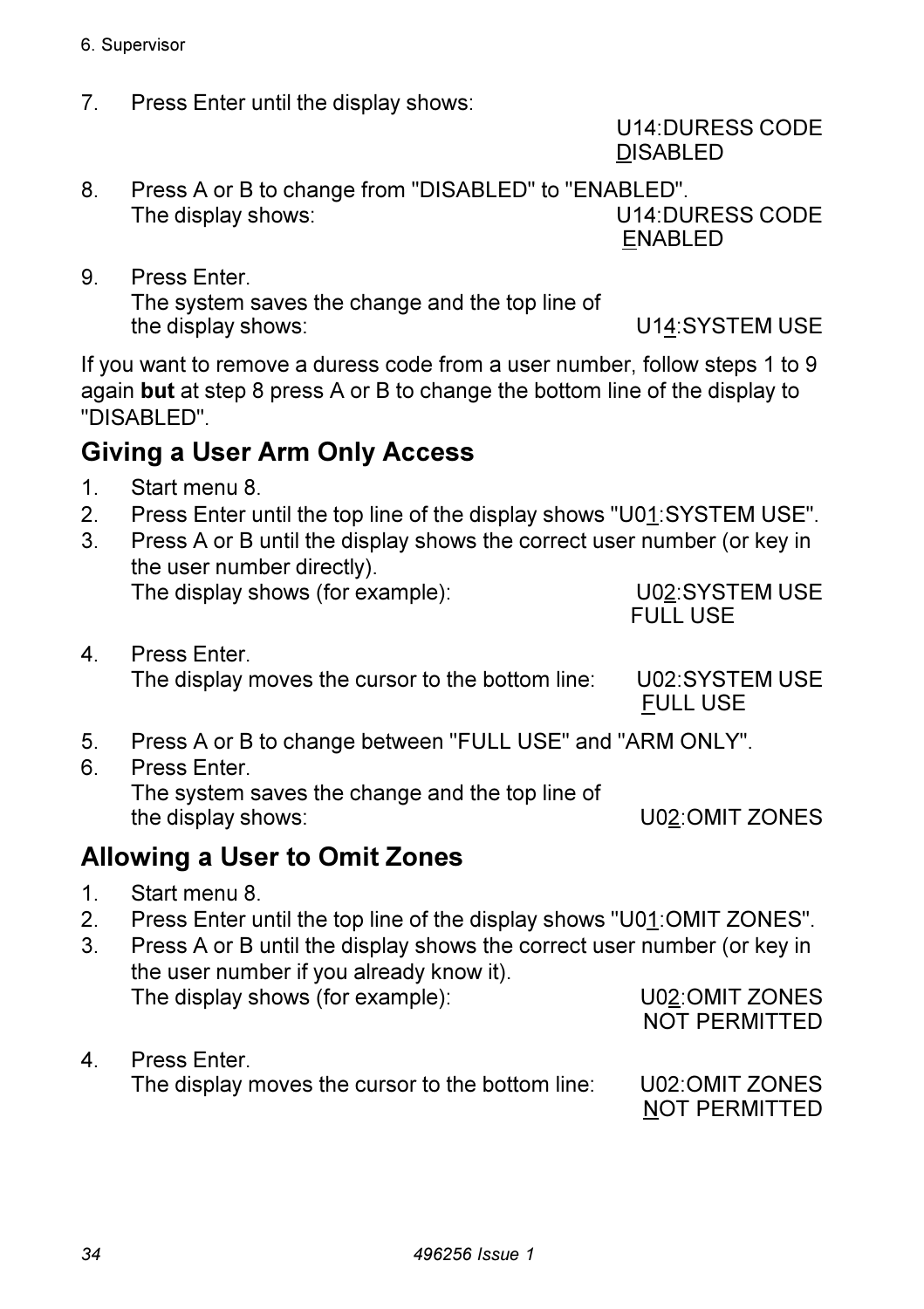7. Press Enter until the display shows:

   U14:DURESS CODE
   DISABLED

8. Press A or B to change from "DISABLED" to "ENABLED".
   The display shows:

   U14:DURESS CODE
   ENABLED

9. Press Enter.
   The system saves the change and the top line of the display shows:

   U14:SYSTEM USE

If you want to remove a duress code from a user number, follow steps 1 to 9 again **but** at step 8 press A or B to change the bottom line of the display to "DISABLED".

## Giving a User Arm Only Access

1. Start menu 8.
2. Press Enter until the top line of the display shows "U01:SYSTEM USE".
3. Press A or B until the display shows the correct user number (or key in the user number directly).
   The display shows (for example):

   U02:SYSTEM USE
   FULL USE

4. Press Enter.
   The display moves the cursor to the bottom line:

   U02:SYSTEM USE
   FULL USE

5. Press A or B to change between "FULL USE" and "ARM ONLY".
6. Press Enter.
   The system saves the change and the top line of the display shows:

   U02:OMIT ZONES

## Allowing a User to Omit Zones

1. Start menu 8.
2. Press Enter until the top line of the display shows "U01:OMIT ZONES".
3. Press A or B until the display shows the correct user number (or key in the user number if you already know it).
   The display shows (for example):

   U02:OMIT ZONES
   NOT PERMITTED

4. Press Enter.
   The display moves the cursor to the bottom line:

   U02:OMIT ZONES
   NOT PERMITTED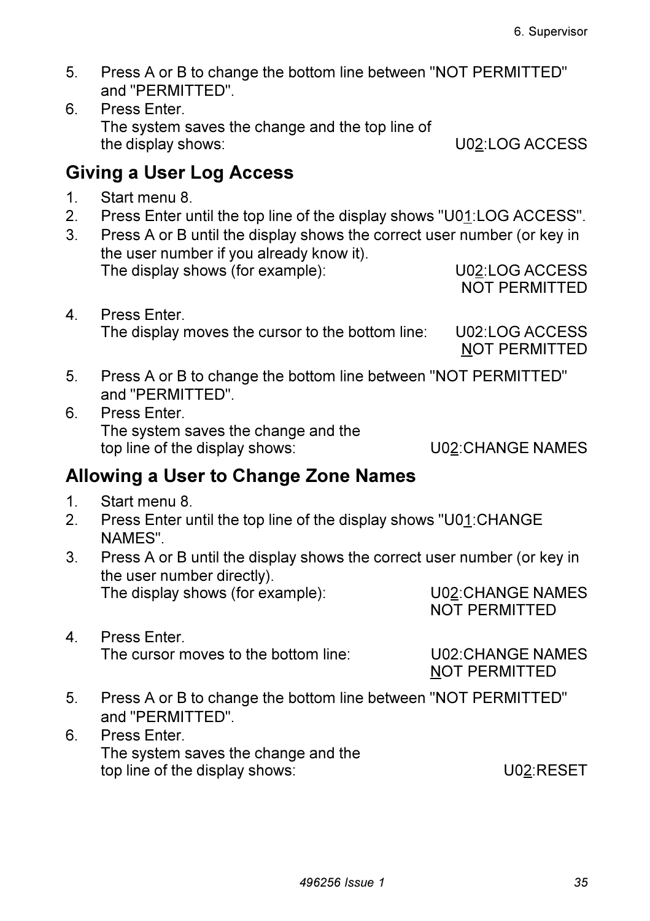5. Press A or B to change the bottom line between "NOT PERMITTED" and "PERMITTED".
6. Press Enter.
   The system saves the change and the top line of the display shows: U02:LOG ACCESS

## Giving a User Log Access

1. Start menu 8.
2. Press Enter until the top line of the display shows "U01:LOG ACCESS".
3. Press A or B until the display shows the correct user number (or key in the user number if you already know it).
   The display shows (for example): U02:LOG ACCESS
   NOT PERMITTED
4. Press Enter.
   The display moves the cursor to the bottom line: U02:LOG ACCESS
   NOT PERMITTED
5. Press A or B to change the bottom line between "NOT PERMITTED" and "PERMITTED".
6. Press Enter.
   The system saves the change and the top line of the display shows: U02:CHANGE NAMES

## Allowing a User to Change Zone Names

1. Start menu 8.
2. Press Enter until the top line of the display shows "U01:CHANGE NAMES".
3. Press A or B until the display shows the correct user number (or key in the user number directly).
   The display shows (for example): U02:CHANGE NAMES
   NOT PERMITTED
4. Press Enter.
   The cursor moves to the bottom line: U02:CHANGE NAMES
   NOT PERMITTED
5. Press A or B to change the bottom line between "NOT PERMITTED" and "PERMITTED".
6. Press Enter.
   The system saves the change and the top line of the display shows: U02:RESET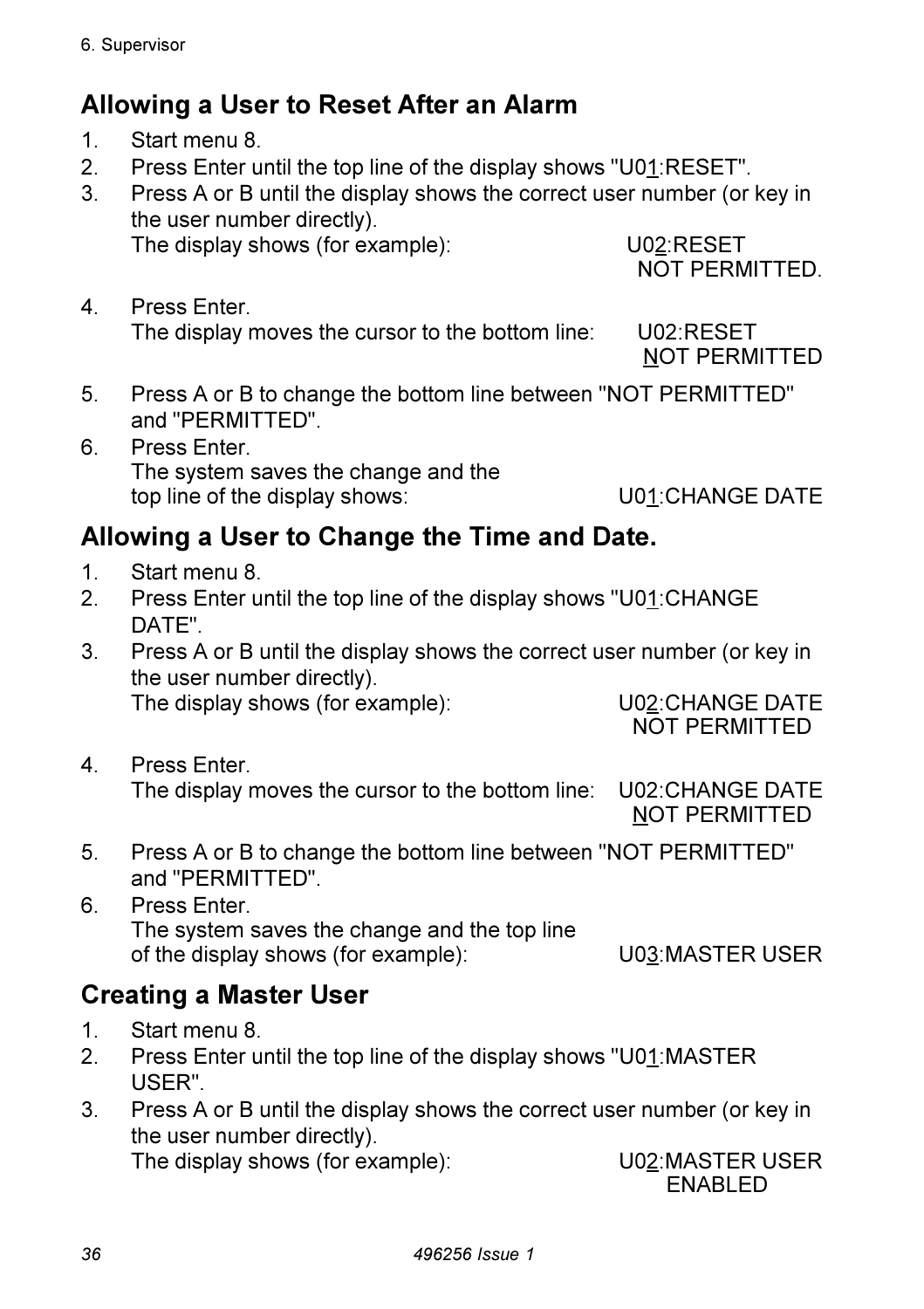## Allowing a User to Reset After an Alarm

1. Start menu 8.
2. Press Enter until the top line of the display shows "U01:RESET".
3. Press A or B until the display shows the correct user number (or key in the user number directly).
   The display shows (for example): U02:RESET
   NOT PERMITTED.
4. Press Enter.
   The display moves the cursor to the bottom line: U02:RESET
   NOT PERMITTED
5. Press A or B to change the bottom line between "NOT PERMITTED" and "PERMITTED".
6. Press Enter.
   The system saves the change and the top line of the display shows: U01:CHANGE DATE

## Allowing a User to Change the Time and Date.

1. Start menu 8.
2. Press Enter until the top line of the display shows "U01:CHANGE DATE".
3. Press A or B until the display shows the correct user number (or key in the user number directly).
   The display shows (for example): U02:CHANGE DATE
   NOT PERMITTED
4. Press Enter.
   The display moves the cursor to the bottom line: U02:CHANGE DATE
   NOT PERMITTED
5. Press A or B to change the bottom line between "NOT PERMITTED" and "PERMITTED".
6. Press Enter.
   The system saves the change and the top line of the display shows (for example): U03:MASTER USER

## Creating a Master User

1. Start menu 8.
2. Press Enter until the top line of the display shows "U01:MASTER USER".
3. Press A or B until the display shows the correct user number (or key in the user number directly).
   The display shows (for example): U02:MASTER USER
   ENABLED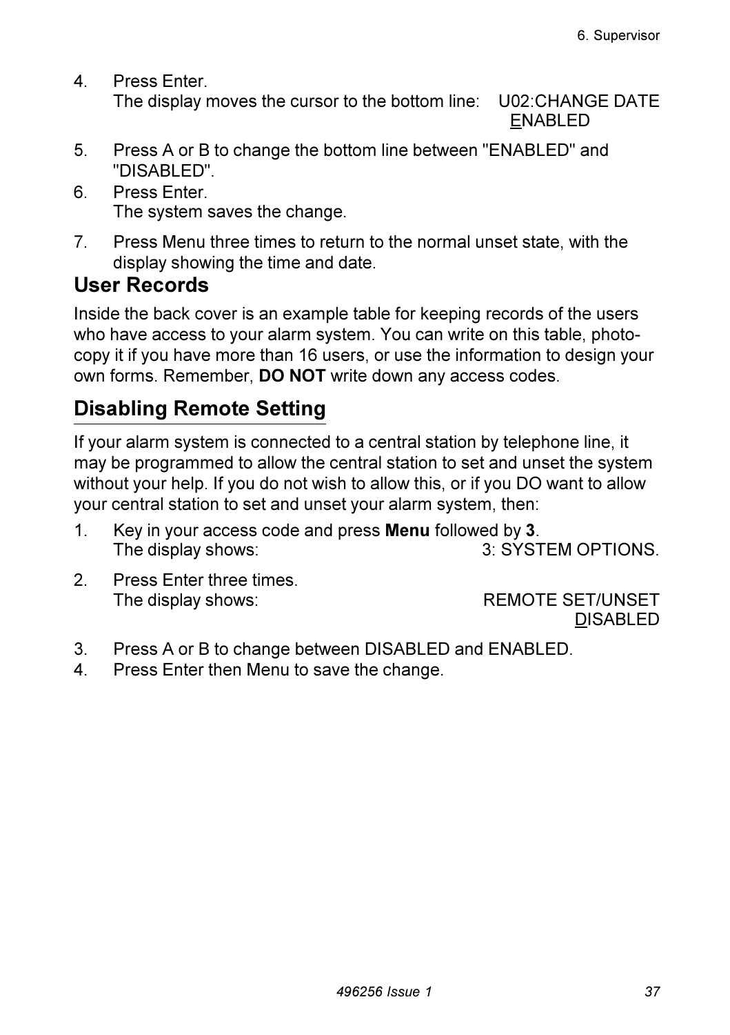4. Press Enter.
   The display moves the cursor to the bottom line: U02:CHANGE DATE
   ENABLED
5. Press A or B to change the bottom line between "ENABLED" and "DISABLED".
6. Press Enter.
   The system saves the change.
7. Press Menu three times to return to the normal unset state, with the display showing the time and date.

## User Records

Inside the back cover is an example table for keeping records of the users who have access to your alarm system. You can write on this table, photo-copy it if you have more than 16 users, or use the information to design your own forms. Remember, **DO NOT** write down any access codes.

## Disabling Remote Setting

If your alarm system is connected to a central station by telephone line, it may be programmed to allow the central station to set and unset the system without your help. If you do not wish to allow this, or if you DO want to allow your central station to set and unset your alarm system, then:

1. Key in your access code and press **Menu** followed by **3**.
   The display shows: 3: SYSTEM OPTIONS.
2. Press Enter three times.
   The display shows: REMOTE SET/UNSET
   DISABLED
3. Press A or B to change between DISABLED and ENABLED.
4. Press Enter then Menu to save the change.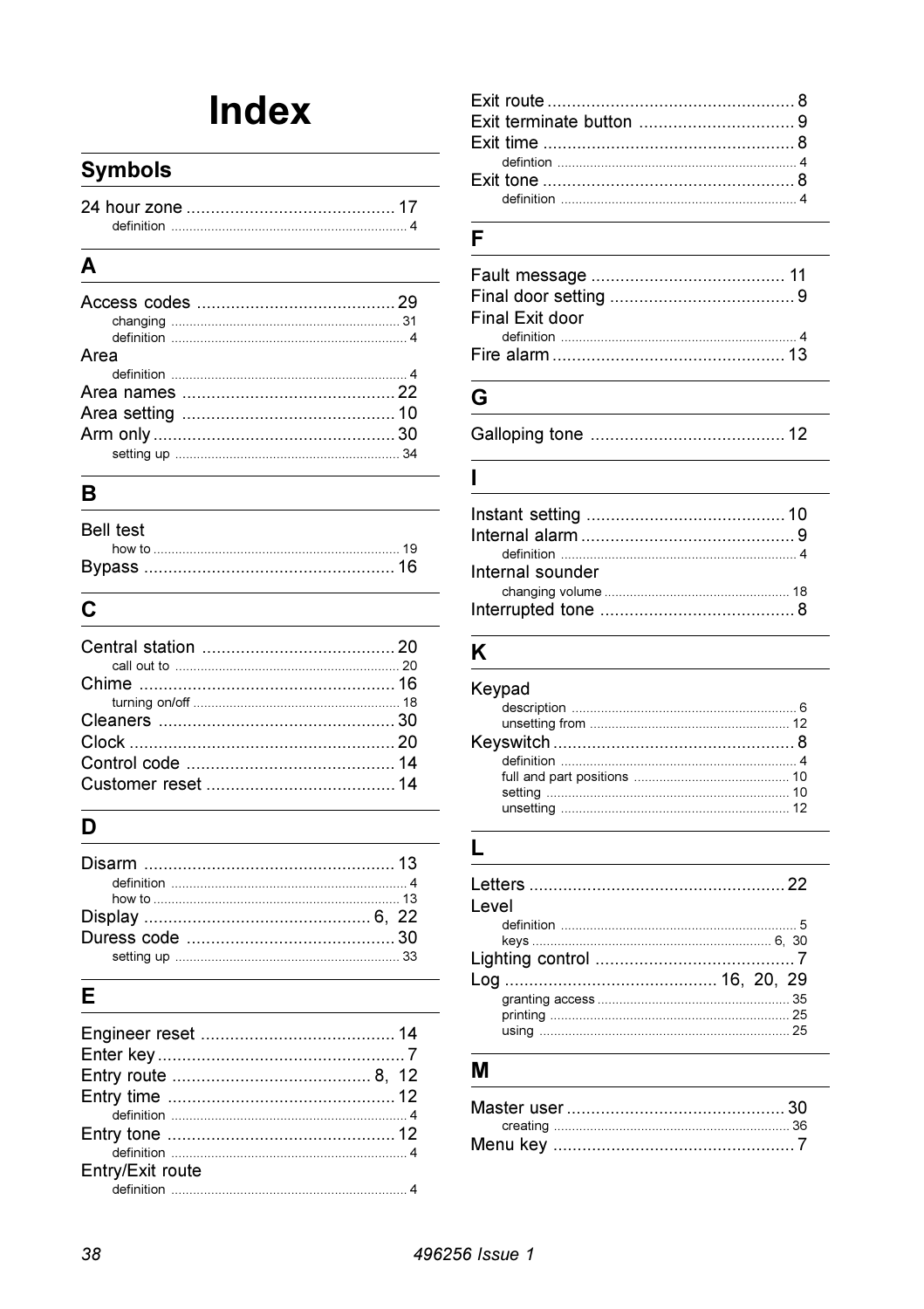# Index

## Symbols

24 hour zone ... 17
- definition ... 4

## A

Access codes ... 29
- changing ... 31
- definition ... 4

Area
- definition ... 4

Area names ... 22

Area setting ... 10

Arm only ... 30
- setting up ... 34

## B

Bell test
- how to ... 19

Bypass ... 16

## C

Central station ... 20
- call out to ... 20

Chime ... 16
- turning on/off ... 18

Cleaners ... 30

Clock ... 20

Control code ... 14

Customer reset ... 14

## D

Disarm ... 13
- definition ... 4
- how to ... 13

Display ... 6, 22

Duress code ... 30
- setting up ... 33

## E

Engineer reset ... 14

Enter key ... 7

Entry route ... 8, 12

Entry time ... 12
- definition ... 4

Entry tone ... 12
- definition ... 4

Entry/Exit route
- definition ... 4

Exit route ... 8

Exit terminate button ... 9

Exit time ... 8
- defintion ... 4

Exit tone ... 8
- definition ... 4

## F

Fault message ... 11

Final door setting ... 9

Final Exit door
- definition ... 4

Fire alarm ... 13

## G

Galloping tone ... 12

## I

Instant setting ... 10

Internal alarm ... 9
- definition ... 4

Internal sounder
- changing volume ... 18

Interrupted tone ... 8

## K

Keypad
- description ... 6
- unsetting from ... 12

Keyswitch ... 8
- definition ... 4
- full and part positions ... 10
- setting ... 10
- unsetting ... 12

## L

Letters ... 22

Level
- definition ... 5
- keys ... 6, 30

Lighting control ... 7

Log ... 16, 20, 29
- granting access ... 35
- printing ... 25
- using ... 25

## M

Master user ... 30
- creating ... 36

Menu key ... 7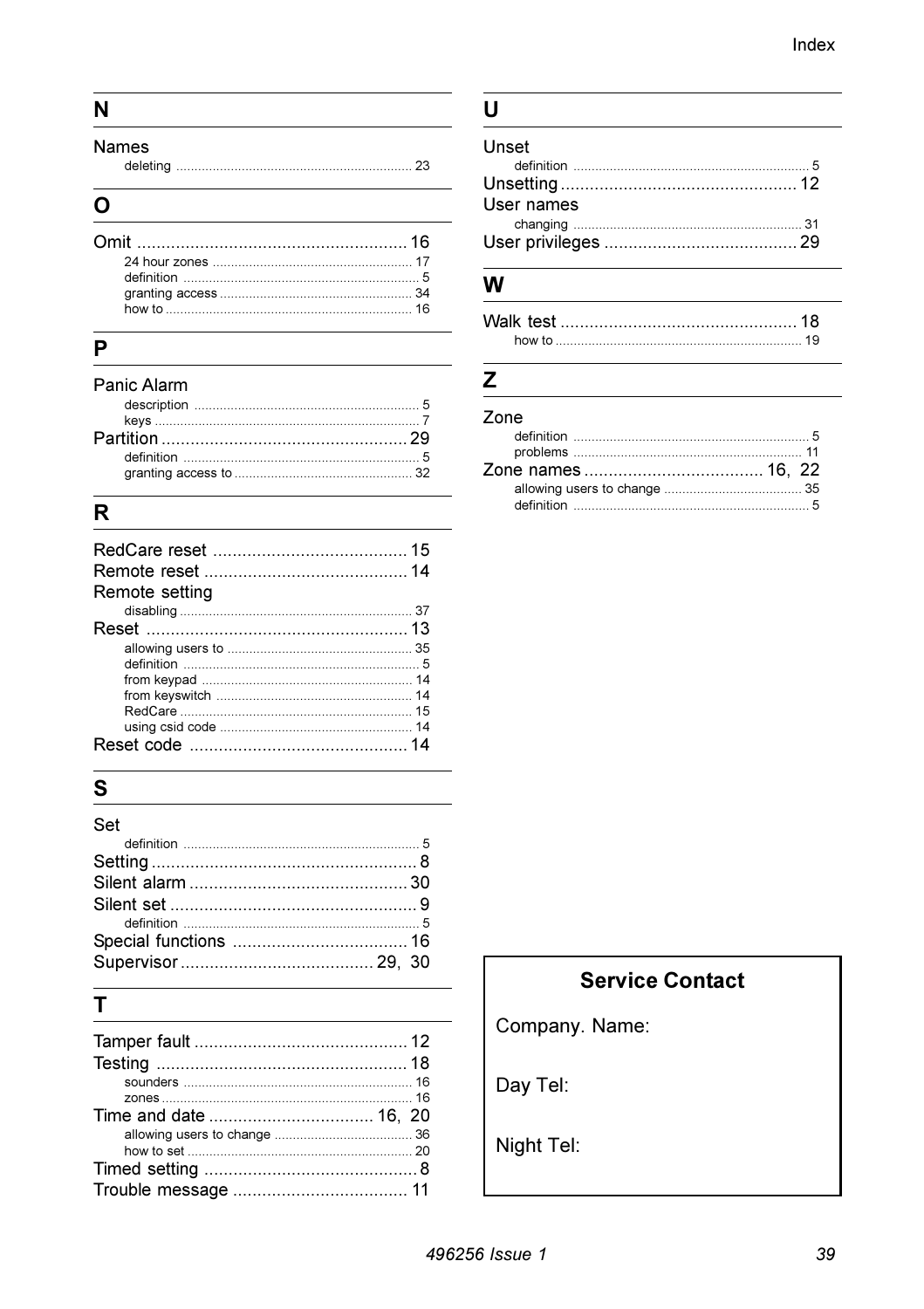## N

Names
- deleting ........ 23

## O

Omit ........ 16
- 24 hour zones ........ 17
- definition ........ 5
- granting access ........ 34
- how to ........ 16

## P

Panic Alarm
- description ........ 5
- keys ........ 7

Partition ........ 29
- definition ........ 5
- granting access to ........ 32

## R

RedCare reset ........ 15

Remote reset ........ 14

Remote setting
- disabling ........ 37

Reset ........ 13
- allowing users to ........ 35
- definition ........ 5
- from keypad ........ 14
- from keyswitch ........ 14
- RedCare ........ 15
- using csid code ........ 14

Reset code ........ 14

## S

Set
- definition ........ 5

Setting ........ 8

Silent alarm ........ 30

Silent set ........ 9
- definition ........ 5

Special functions ........ 16

Supervisor ........ 29, 30

## T

Tamper fault ........ 12

Testing ........ 18
- sounders ........ 16
- zones ........ 16

Time and date ........ 16, 20
- allowing users to change ........ 36
- how to set ........ 20

Timed setting ........ 8

Trouble message ........ 11

## U

Unset
- definition ........ 5

Unsetting ........ 12

User names
- changing ........ 31

User privileges ........ 29

## W

Walk test ........ 18
- how to ........ 19

## Z

Zone
- definition ........ 5
- problems ........ 11

Zone names ........ 16, 22
- allowing users to change ........ 35
- definition ........ 5

---

**Service Contact**

Company. Name:

Day Tel:

Night Tel: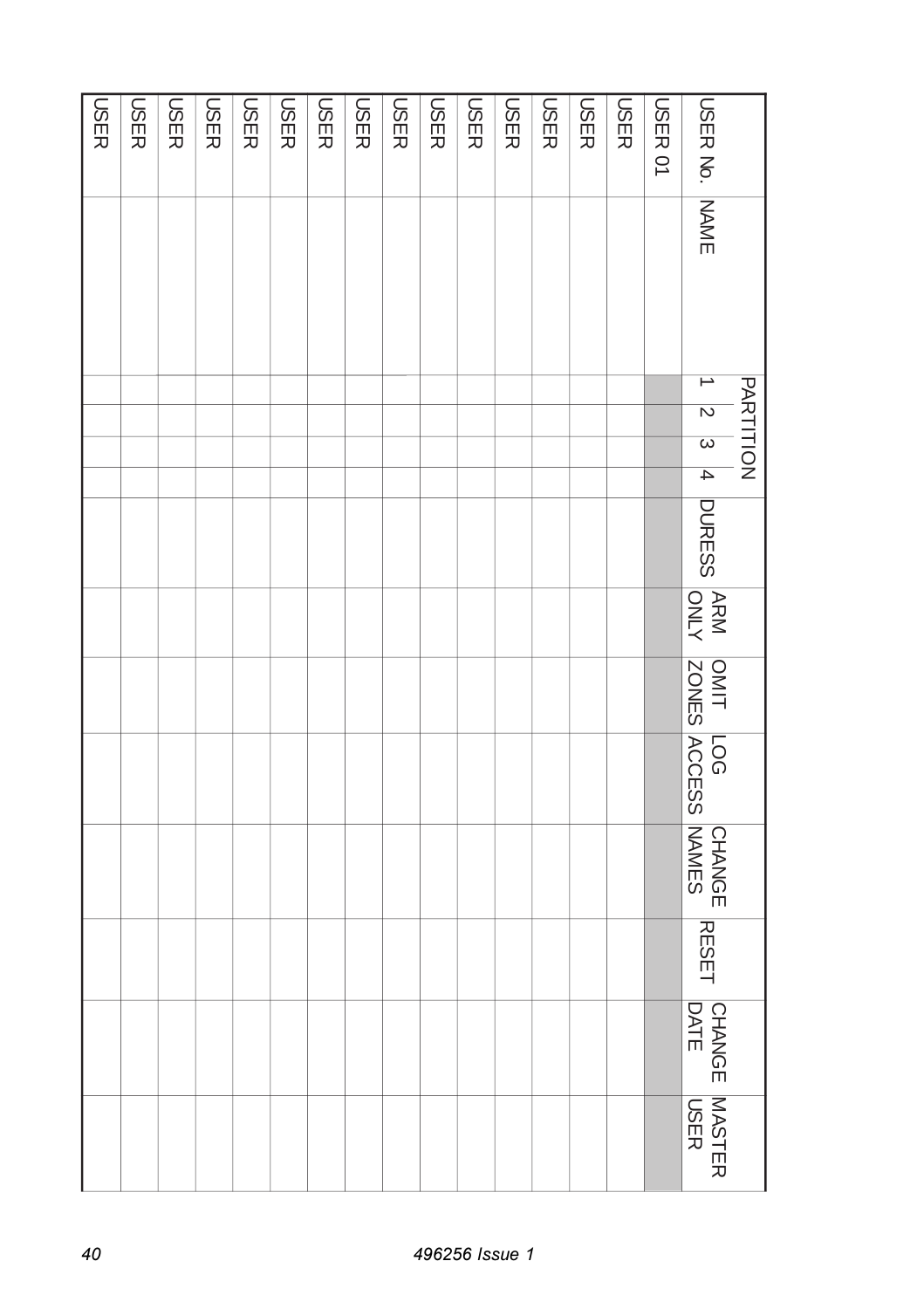| USER No. | NAME | PARTITION | | | | DURESS | ARM ONLY | OMIT ZONES | LOG ACCESS | CHANGE NAMES | RESET | CHANGE DATE | MASTER USER |
|---|---|---|---|---|---|---|---|---|---|---|---|---|---|
| | | 1 | 2 | 3 | 4 | | | | | | | | |
| USER 01 | | | | | | | | | | | | | |
| USER | | | | | | | | | | | | | |
| USER | | | | | | | | | | | | | |
| USER | | | | | | | | | | | | | |
| USER | | | | | | | | | | | | | |
| USER | | | | | | | | | | | | | |
| USER | | | | | | | | | | | | | |
| USER | | | | | | | | | | | | | |
| USER | | | | | | | | | | | | | |
| USER | | | | | | | | | | | | | |
| USER | | | | | | | | | | | | | |
| USER | | | | | | | | | | | | | |
| USER | | | | | | | | | | | | | |
| USER | | | | | | | | | | | | | |
| USER | | | | | | | | | | | | | |
| USER | | | | | | | | | | | | | |

496256 Issue 1